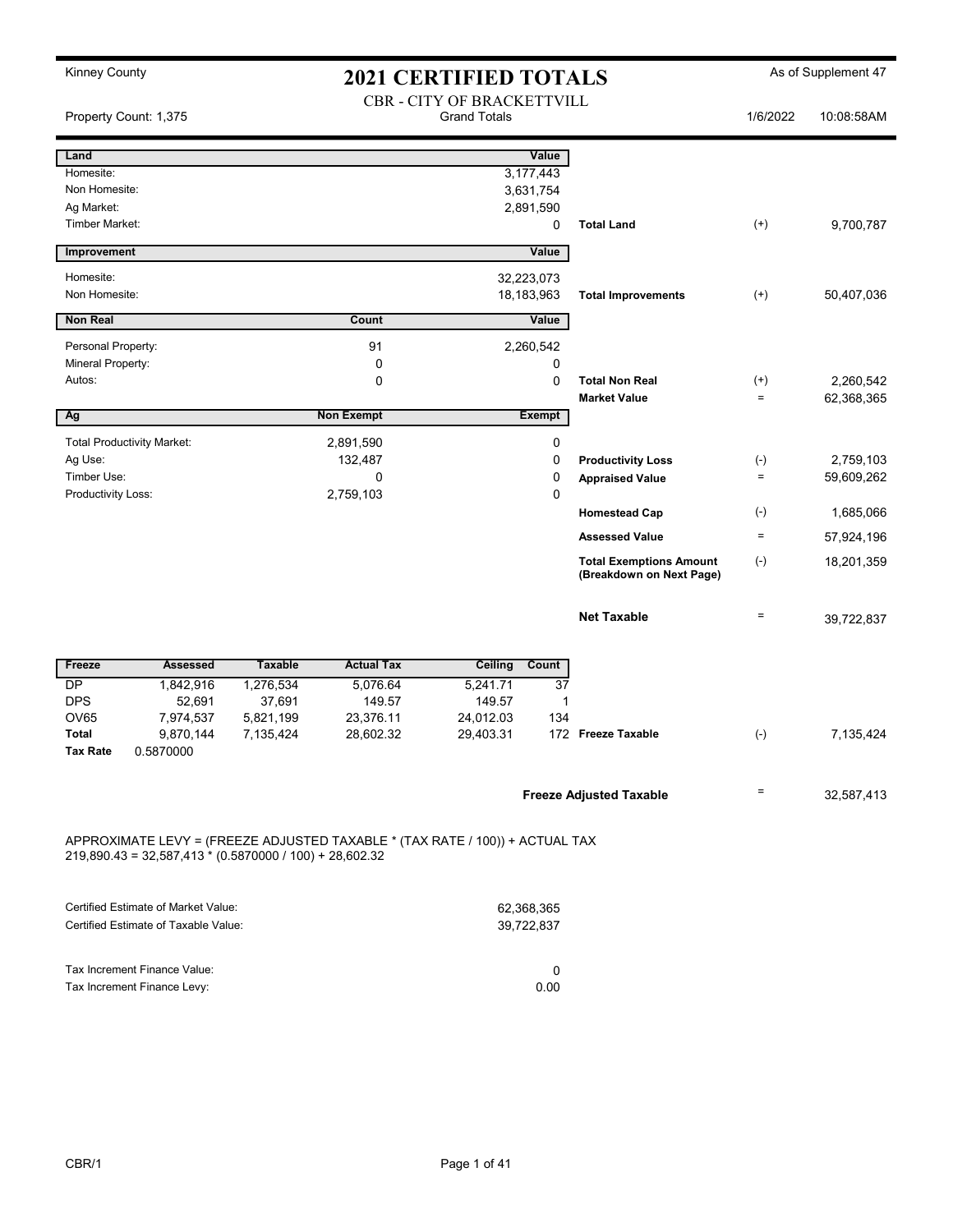Kinney County

# 2021 CERTIFIED TOTALS

As of Supplement 47

CBR - CITY OF BRACKETTVILL
Grand Totals

Property Count: 1,375

1/6/2022 10:08:58AM

| Land | | Value | | | |
|---|---|---|---|---|---|
| Homesite: | | 3,177,443 | | | |
| Non Homesite: | | 3,631,754 | | | |
| Ag Market: | | 2,891,590 | | | |
| Timber Market: | | 0 | **Total Land** | (+) | 9,700,787 |
| **Improvement** | | **Value** | | | |
| Homesite: | | 32,223,073 | | | |
| Non Homesite: | | 18,183,963 | **Total Improvements** | (+) | 50,407,036 |
| **Non Real** | **Count** | **Value** | | | |
| Personal Property: | 91 | 2,260,542 | | | |
| Mineral Property: | 0 | 0 | | | |
| Autos: | 0 | 0 | **Total Non Real** | (+) | 2,260,542 |
| | | | **Market Value** | = | 62,368,365 |
| **Ag** | **Non Exempt** | **Exempt** | | | |
| Total Productivity Market: | 2,891,590 | 0 | | | |
| Ag Use: | 132,487 | 0 | **Productivity Loss** | (-) | 2,759,103 |
| Timber Use: | 0 | 0 | **Appraised Value** | = | 59,609,262 |
| Productivity Loss: | 2,759,103 | 0 | | | |
| | | | **Homestead Cap** | (-) | 1,685,066 |
| | | | **Assessed Value** | = | 57,924,196 |
| | | | **Total Exemptions Amount (Breakdown on Next Page)** | (-) | 18,201,359 |
| | | | **Net Taxable** | = | 39,722,837 |

| Freeze | Assessed | Taxable | Actual Tax | Ceiling | Count | | | |
|---|---|---|---|---|---|---|---|---|
| DP | 1,842,916 | 1,276,534 | 5,076.64 | 5,241.71 | 37 | | | |
| DPS | 52,691 | 37,691 | 149.57 | 149.57 | 1 | | | |
| OV65 | 7,974,537 | 5,821,199 | 23,376.11 | 24,012.03 | 134 | | | |
| **Total** | 9,870,144 | 7,135,424 | 28,602.32 | 29,403.31 | 172 | **Freeze Taxable** | (-) | 7,135,424 |
| **Tax Rate** | 0.5870000 | | | | | | | |

**Freeze Adjusted Taxable** = 32,587,413

APPROXIMATE LEVY = (FREEZE ADJUSTED TAXABLE * (TAX RATE / 100)) + ACTUAL TAX
219,890.43 = 32,587,413 * (0.5870000 / 100) + 28,602.32

| | |
|---|---|
| Certified Estimate of Market Value: | 62,368,365 |
| Certified Estimate of Taxable Value: | 39,722,837 |

| | |
|---|---|
| Tax Increment Finance Value: | 0 |
| Tax Increment Finance Levy: | 0.00 |

CBR/1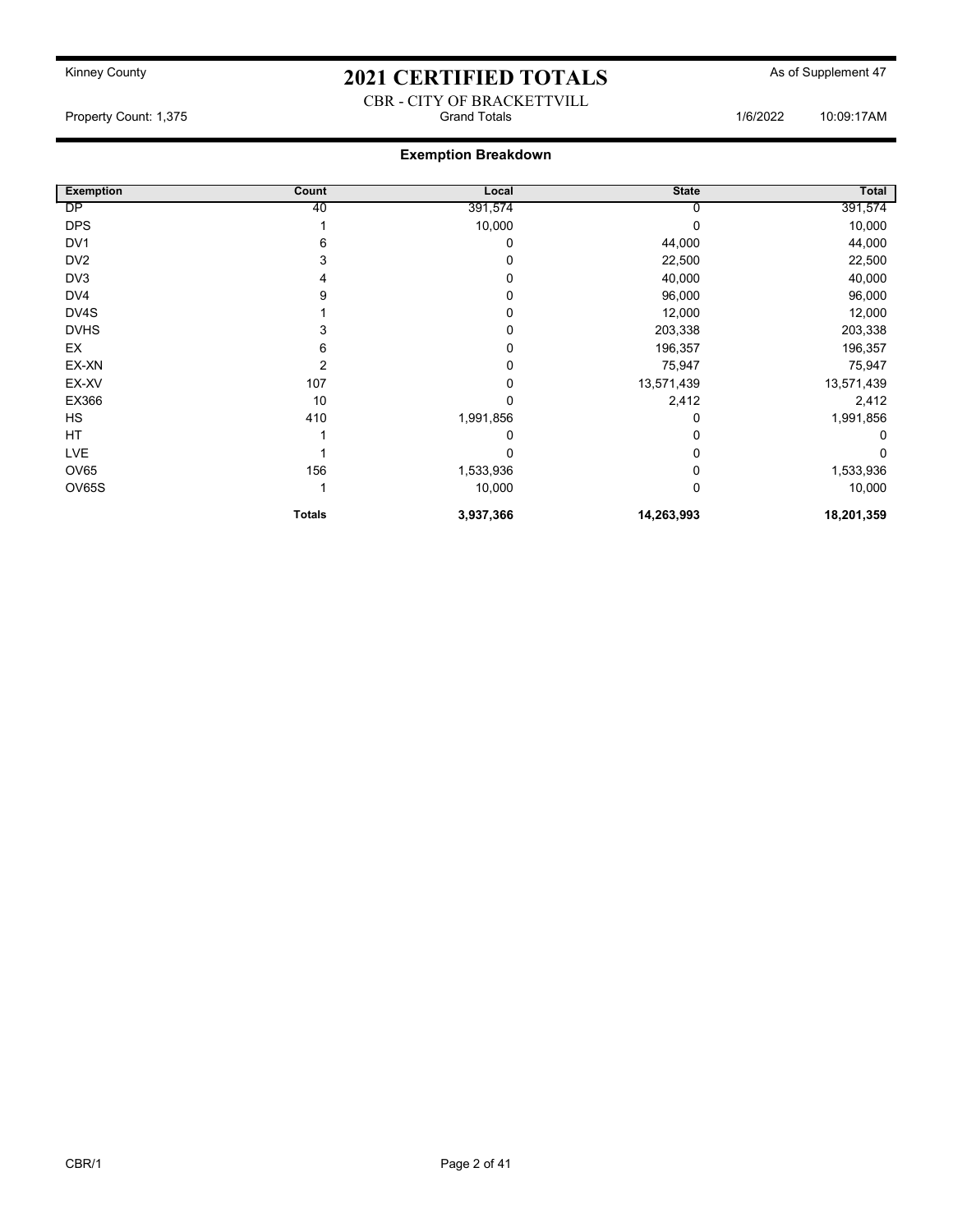Kinney County

# 2021 CERTIFIED TOTALS

As of Supplement 47

CBR - CITY OF BRACKETTVILL

Property Count: 1,375 | Grand Totals | 1/6/2022 10:09:17AM

## Exemption Breakdown

| Exemption | Count | Local | State | Total |
|---|---|---|---|---|
| DP | 40 | 391,574 | 0 | 391,574 |
| DPS | 1 | 10,000 | 0 | 10,000 |
| DV1 | 6 | 0 | 44,000 | 44,000 |
| DV2 | 3 | 0 | 22,500 | 22,500 |
| DV3 | 4 | 0 | 40,000 | 40,000 |
| DV4 | 9 | 0 | 96,000 | 96,000 |
| DV4S | 1 | 0 | 12,000 | 12,000 |
| DVHS | 3 | 0 | 203,338 | 203,338 |
| EX | 6 | 0 | 196,357 | 196,357 |
| EX-XN | 2 | 0 | 75,947 | 75,947 |
| EX-XV | 107 | 0 | 13,571,439 | 13,571,439 |
| EX366 | 10 | 0 | 2,412 | 2,412 |
| HS | 410 | 1,991,856 | 0 | 1,991,856 |
| HT | 1 | 0 | 0 | 0 |
| LVE | 1 | 0 | 0 | 0 |
| OV65 | 156 | 1,533,936 | 0 | 1,533,936 |
| OV65S | 1 | 10,000 | 0 | 10,000 |
| | **Totals** | **3,937,366** | **14,263,993** | **18,201,359** |

CBR/1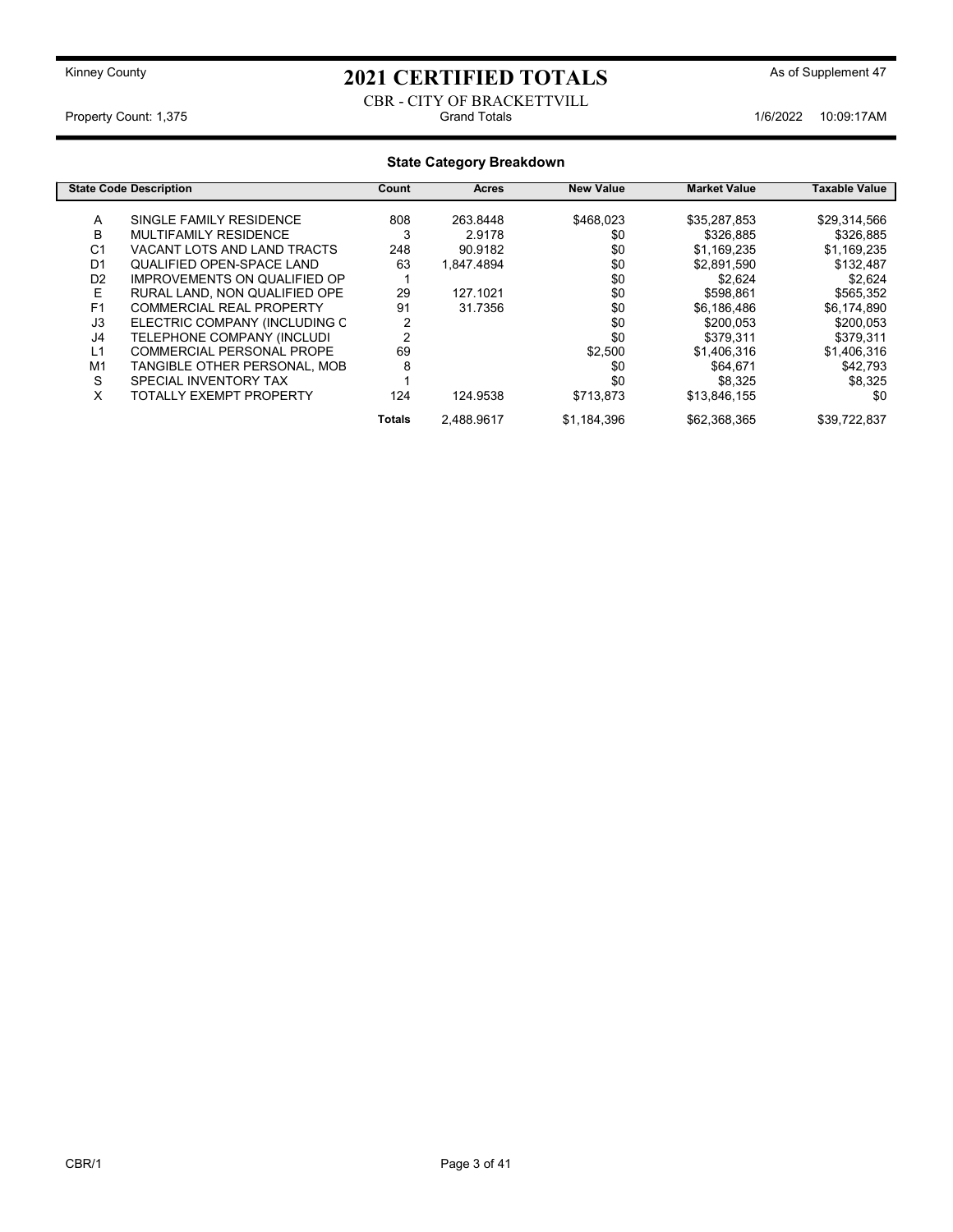Kinney County

# 2021 CERTIFIED TOTALS

As of Supplement 47

CBR - CITY OF BRACKETTVILL

Property Count: 1,375 Grand Totals 1/6/2022 10:09:17AM

## State Category Breakdown

| State Code | Description | Count | Acres | New Value | Market Value | Taxable Value |
|---|---|---|---|---|---|---|
| A | SINGLE FAMILY RESIDENCE | 808 | 263.8448 | $468,023 | $35,287,853 | $29,314,566 |
| B | MULTIFAMILY RESIDENCE | 3 | 2.9178 | $0 | $326,885 | $326,885 |
| C1 | VACANT LOTS AND LAND TRACTS | 248 | 90.9182 | $0 | $1,169,235 | $1,169,235 |
| D1 | QUALIFIED OPEN-SPACE LAND | 63 | 1,847.4894 | $0 | $2,891,590 | $132,487 |
| D2 | IMPROVEMENTS ON QUALIFIED OP | 1 | | $0 | $2,624 | $2,624 |
| E | RURAL LAND, NON QUALIFIED OPE | 29 | 127.1021 | $0 | $598,861 | $565,352 |
| F1 | COMMERCIAL REAL PROPERTY | 91 | 31.7356 | $0 | $6,186,486 | $6,174,890 |
| J3 | ELECTRIC COMPANY (INCLUDING C | 2 | | $0 | $200,053 | $200,053 |
| J4 | TELEPHONE COMPANY (INCLUDI | 2 | | $0 | $379,311 | $379,311 |
| L1 | COMMERCIAL PERSONAL PROPE | 69 | | $2,500 | $1,406,316 | $1,406,316 |
| M1 | TANGIBLE OTHER PERSONAL, MOB | 8 | | $0 | $64,671 | $42,793 |
| S | SPECIAL INVENTORY TAX | 1 | | $0 | $8,325 | $8,325 |
| X | TOTALLY EXEMPT PROPERTY | 124 | 124.9538 | $713,873 | $13,846,155 | $0 |
| | | **Totals** | 2,488.9617 | $1,184,396 | $62,368,365 | $39,722,837 |

CBR/1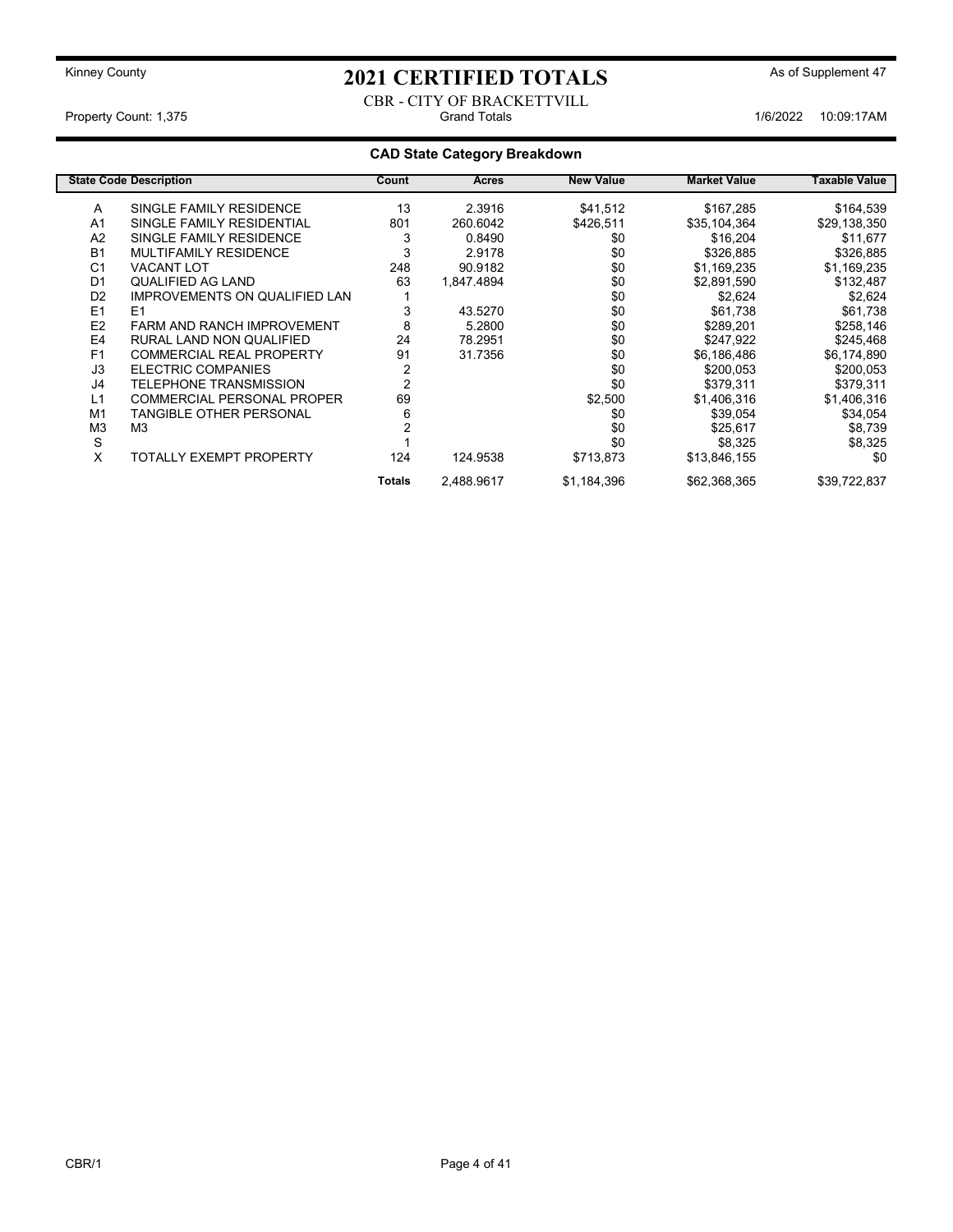Kinney County

# 2021 CERTIFIED TOTALS

As of Supplement 47

CBR - CITY OF BRACKETTVILL

Property Count: 1,375 | Grand Totals | 1/6/2022 10:09:17AM

## CAD State Category Breakdown

| State Code | Description | Count | Acres | New Value | Market Value | Taxable Value |
|---|---|---|---|---|---|---|
| A | SINGLE FAMILY RESIDENCE | 13 | 2.3916 | $41,512 | $167,285 | $164,539 |
| A1 | SINGLE FAMILY RESIDENTIAL | 801 | 260.6042 | $426,511 | $35,104,364 | $29,138,350 |
| A2 | SINGLE FAMILY RESIDENCE | 3 | 0.8490 | $0 | $16,204 | $11,677 |
| B1 | MULTIFAMILY RESIDENCE | 3 | 2.9178 | $0 | $326,885 | $326,885 |
| C1 | VACANT LOT | 248 | 90.9182 | $0 | $1,169,235 | $1,169,235 |
| D1 | QUALIFIED AG LAND | 63 | 1,847.4894 | $0 | $2,891,590 | $132,487 |
| D2 | IMPROVEMENTS ON QUALIFIED LAN | 1 | | $0 | $2,624 | $2,624 |
| E1 | E1 | 3 | 43.5270 | $0 | $61,738 | $61,738 |
| E2 | FARM AND RANCH IMPROVEMENT | 8 | 5.2800 | $0 | $289,201 | $258,146 |
| E4 | RURAL LAND NON QUALIFIED | 24 | 78.2951 | $0 | $247,922 | $245,468 |
| F1 | COMMERCIAL REAL PROPERTY | 91 | 31.7356 | $0 | $6,186,486 | $6,174,890 |
| J3 | ELECTRIC COMPANIES | 2 | | $0 | $200,053 | $200,053 |
| J4 | TELEPHONE TRANSMISSION | 2 | | $0 | $379,311 | $379,311 |
| L1 | COMMERCIAL PERSONAL PROPER | 69 | | $2,500 | $1,406,316 | $1,406,316 |
| M1 | TANGIBLE OTHER PERSONAL | 6 | | $0 | $39,054 | $34,054 |
| M3 | M3 | 2 | | $0 | $25,617 | $8,739 |
| S | | 1 | | $0 | $8,325 | $8,325 |
| X | TOTALLY EXEMPT PROPERTY | 124 | 124.9538 | $713,873 | $13,846,155 | $0 |
| | | **Totals** | 2,488.9617 | $1,184,396 | $62,368,365 | $39,722,837 |

CBR/1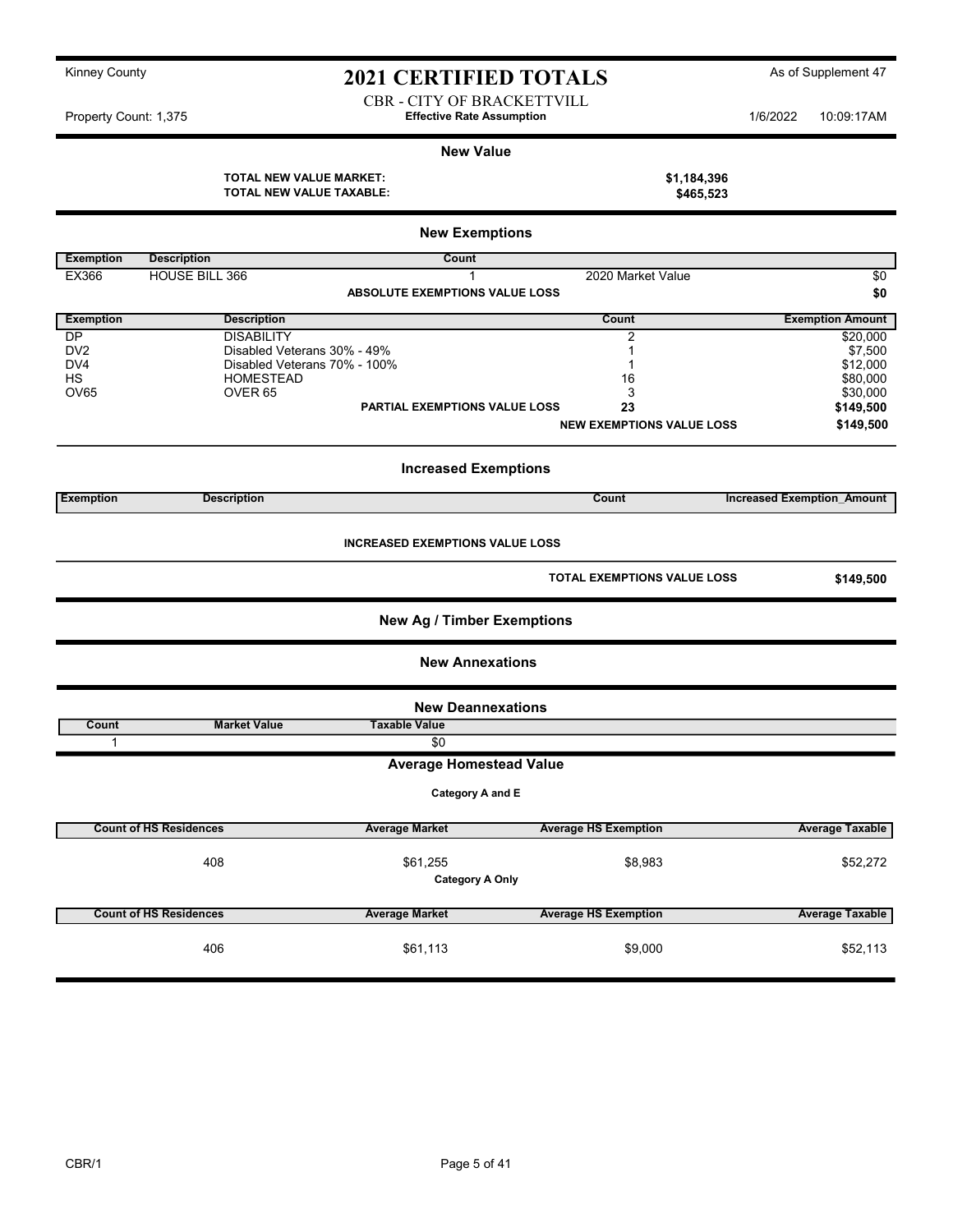Kinney County

# 2021 CERTIFIED TOTALS

As of Supplement 47

CBR - CITY OF BRACKETTVILL

**Effective Rate Assumption**

Property Count: 1,375

1/6/2022 10:09:17AM

## New Value

| | |
|---|---|
| **TOTAL NEW VALUE MARKET:** | **$1,184,396** |
| **TOTAL NEW VALUE TAXABLE:** | **$465,523** |

## New Exemptions

| Exemption | Description | Count | | |
|---|---|---|---|---|
| EX366 | HOUSE BILL 366 | 1 | 2020 Market Value | $0 |
| | | **ABSOLUTE EXEMPTIONS VALUE LOSS** | | **$0** |

| Exemption | Description | Count | Exemption Amount |
|---|---|---|---|
| DP | DISABILITY | 2 | $20,000 |
| DV2 | Disabled Veterans 30% - 49% | 1 | $7,500 |
| DV4 | Disabled Veterans 70% - 100% | 1 | $12,000 |
| HS | HOMESTEAD | 16 | $80,000 |
| OV65 | OVER 65 | 3 | $30,000 |
| | **PARTIAL EXEMPTIONS VALUE LOSS** | **23** | **$149,500** |
| | | **NEW EXEMPTIONS VALUE LOSS** | **$149,500** |

## Increased Exemptions

| Exemption | Description | Count | Increased Exemption_Amount |
|---|---|---|---|

**INCREASED EXEMPTIONS VALUE LOSS**

**TOTAL EXEMPTIONS VALUE LOSS** **$149,500**

## New Ag / Timber Exemptions

## New Annexations

## New Deannexations

| Count | Market Value | Taxable Value |
|---|---|---|
| 1 | | $0 |

## Average Homestead Value

**Category A and E**

| Count of HS Residences | Average Market | Average HS Exemption | Average Taxable |
|---|---|---|---|
| 408 | $61,255 | $8,983 | $52,272 |

**Category A Only**

| Count of HS Residences | Average Market | Average HS Exemption | Average Taxable |
|---|---|---|---|
| 406 | $61,113 | $9,000 | $52,113 |

CBR/1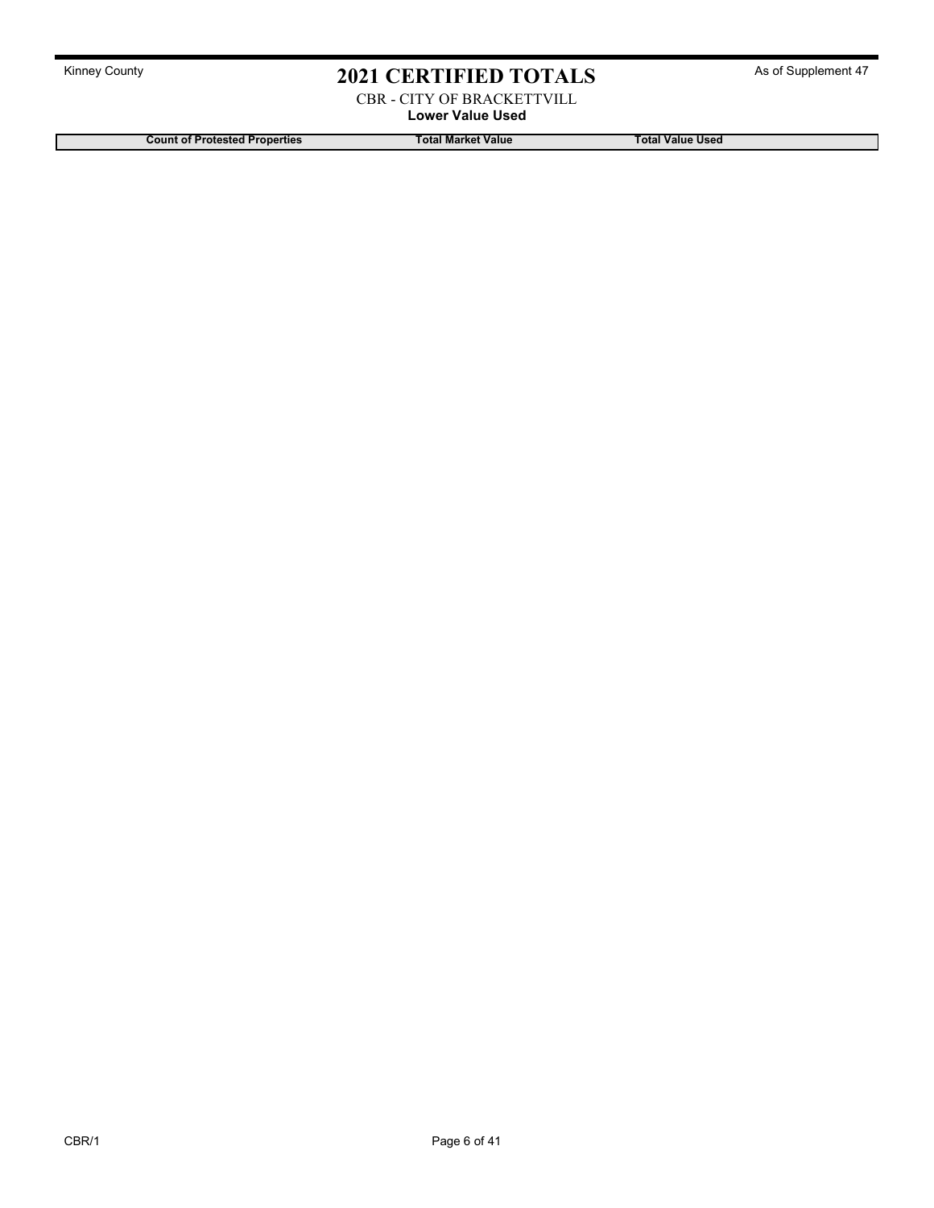# 2021 CERTIFIED TOTALS

Kinney County

As of Supplement 47

CBR - CITY OF BRACKETTVILL

**Lower Value Used**

| Count of Protested Properties | Total Market Value | Total Value Used |
|---|---|---|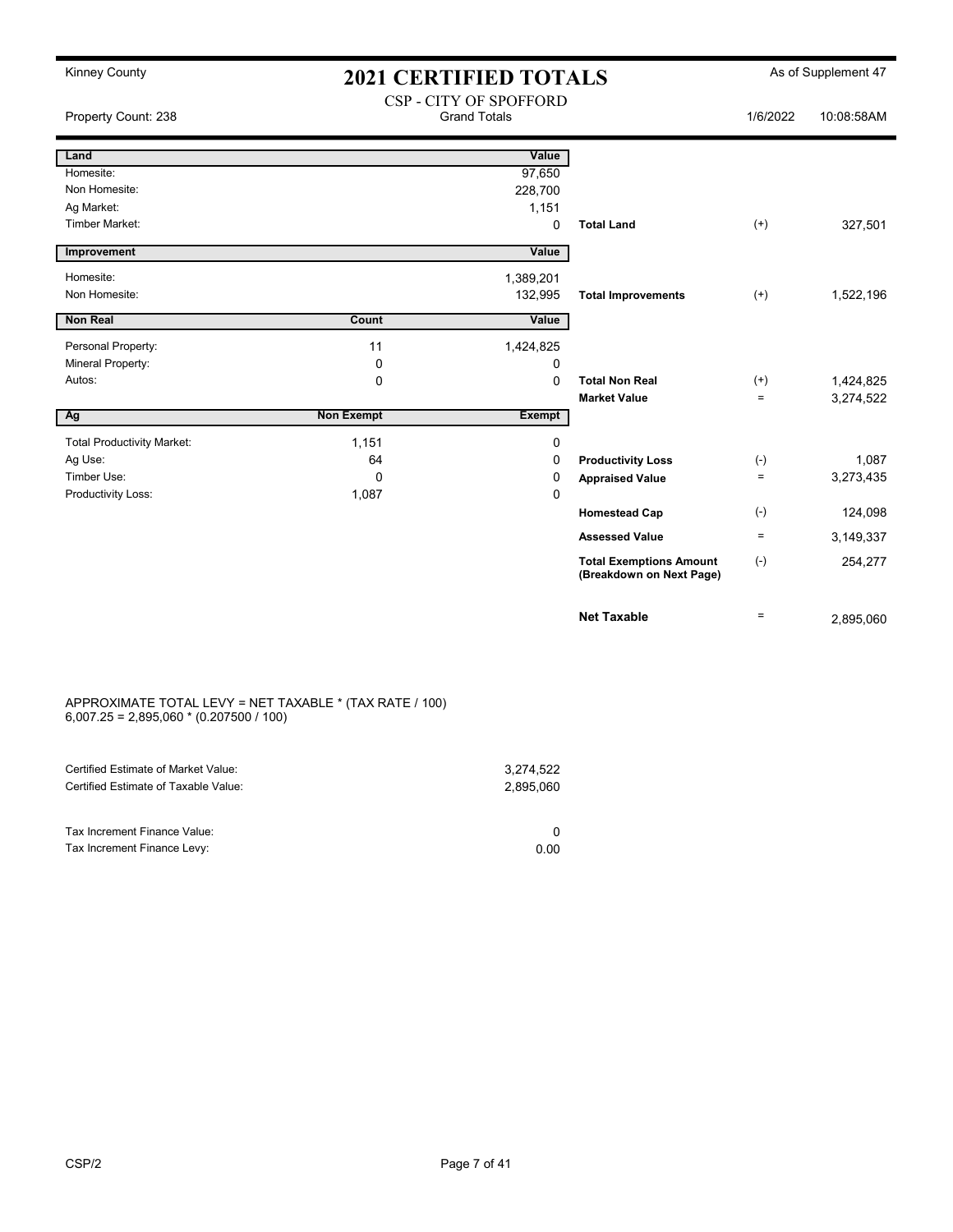Kinney County

# 2021 CERTIFIED TOTALS

As of Supplement 47

CSP - CITY OF SPOFFORD
Grand Totals

Property Count: 238 | 1/6/2022 | 10:08:58AM

| Land | | Value | | | |
|---|---|---|---|---|---|
| Homesite: | | 97,650 | | | |
| Non Homesite: | | 228,700 | | | |
| Ag Market: | | 1,151 | | | |
| Timber Market: | | 0 | **Total Land** | (+) | 327,501 |

| Improvement | | Value | | | |
|---|---|---|---|---|---|
| Homesite: | | 1,389,201 | | | |
| Non Homesite: | | 132,995 | **Total Improvements** | (+) | 1,522,196 |

| Non Real | Count | Value | | | |
|---|---|---|---|---|---|
| Personal Property: | 11 | 1,424,825 | | | |
| Mineral Property: | 0 | 0 | | | |
| Autos: | 0 | 0 | **Total Non Real** | (+) | 1,424,825 |
| | | | **Market Value** | = | 3,274,522 |

| Ag | Non Exempt | Exempt | | | |
|---|---|---|---|---|---|
| Total Productivity Market: | 1,151 | 0 | | | |
| Ag Use: | 64 | 0 | **Productivity Loss** | (-) | 1,087 |
| Timber Use: | 0 | 0 | **Appraised Value** | = | 3,273,435 |
| Productivity Loss: | 1,087 | 0 | | | |
| | | | **Homestead Cap** | (-) | 124,098 |
| | | | **Assessed Value** | = | 3,149,337 |
| | | | **Total Exemptions Amount (Breakdown on Next Page)** | (-) | 254,277 |
| | | | **Net Taxable** | = | 2,895,060 |

APPROXIMATE TOTAL LEVY = NET TAXABLE * (TAX RATE / 100)
6,007.25 = 2,895,060 * (0.207500 / 100)

| | |
|---|---|
| Certified Estimate of Market Value: | 3,274,522 |
| Certified Estimate of Taxable Value: | 2,895,060 |
| Tax Increment Finance Value: | 0 |
| Tax Increment Finance Levy: | 0.00 |

CSP/2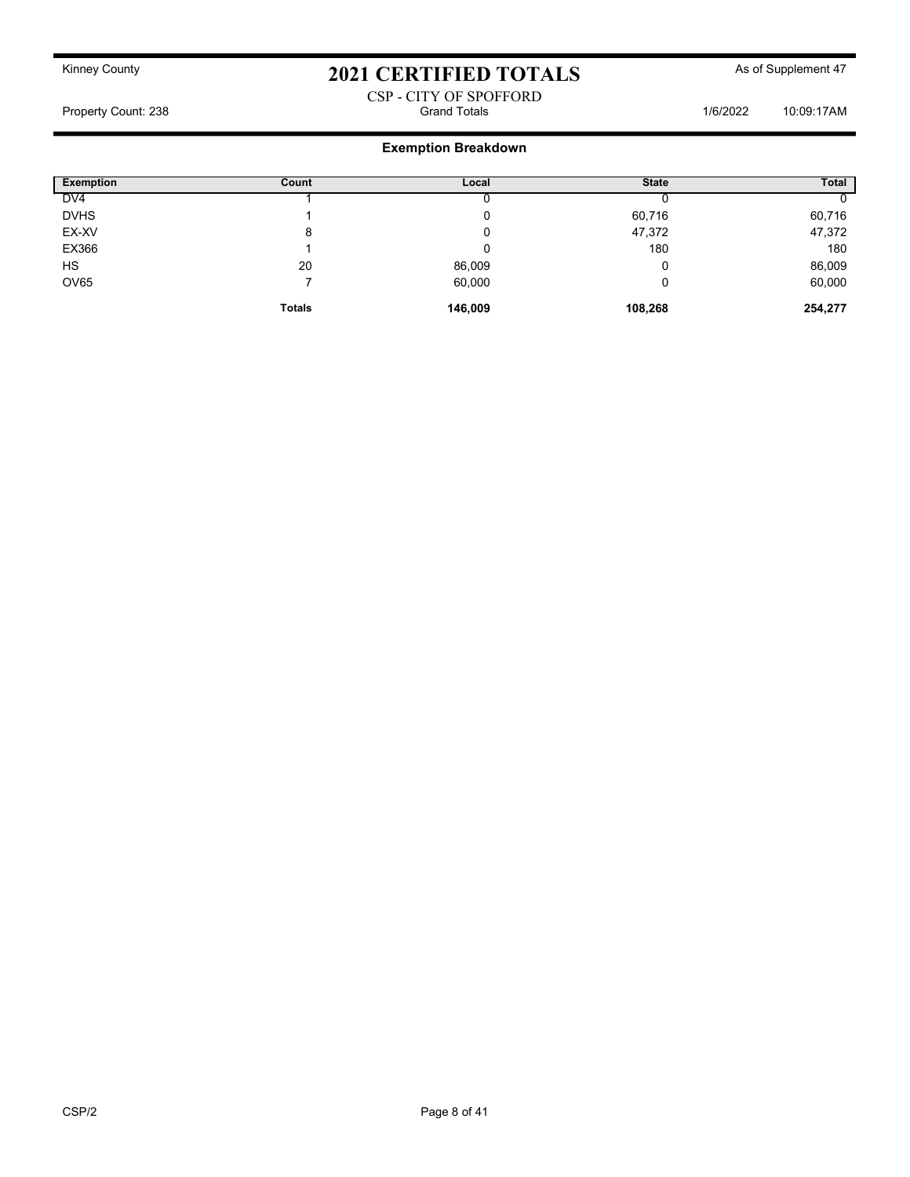Kinney County

# 2021 CERTIFIED TOTALS

As of Supplement 47

CSP - CITY OF SPOFFORD

Property Count: 238 | Grand Totals | 1/6/2022 10:09:17AM

## Exemption Breakdown

| Exemption | Count | Local | State | Total |
|---|---|---|---|---|
| DV4 | 1 | 0 | 0 | 0 |
| DVHS | 1 | 0 | 60,716 | 60,716 |
| EX-XV | 8 | 0 | 47,372 | 47,372 |
| EX366 | 1 | 0 | 180 | 180 |
| HS | 20 | 86,009 | 0 | 86,009 |
| OV65 | 7 | 60,000 | 0 | 60,000 |
| | **Totals** | **146,009** | **108,268** | **254,277** |

CSP/2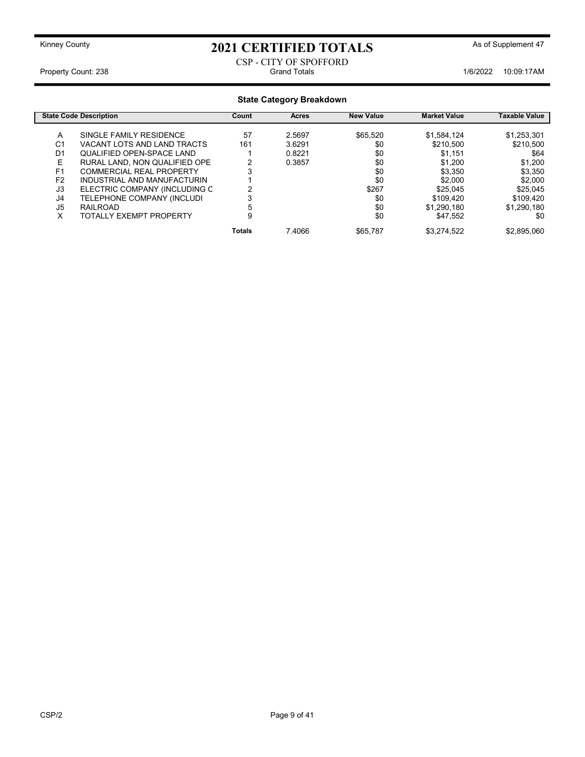Kinney County

# 2021 CERTIFIED TOTALS

As of Supplement 47

CSP - CITY OF SPOFFORD

Property Count: 238 | Grand Totals | 1/6/2022 10:09:17AM

## State Category Breakdown

| State Code | Description | Count | Acres | New Value | Market Value | Taxable Value |
|---|---|---|---|---|---|---|
| A | SINGLE FAMILY RESIDENCE | 57 | 2.5697 | $65,520 | $1,584,124 | $1,253,301 |
| C1 | VACANT LOTS AND LAND TRACTS | 161 | 3.6291 | $0 | $210,500 | $210,500 |
| D1 | QUALIFIED OPEN-SPACE LAND | 1 | 0.8221 | $0 | $1,151 | $64 |
| E | RURAL LAND, NON QUALIFIED OPE | 2 | 0.3857 | $0 | $1,200 | $1,200 |
| F1 | COMMERCIAL REAL PROPERTY | 3 | | $0 | $3,350 | $3,350 |
| F2 | INDUSTRIAL AND MANUFACTURIN | 1 | | $0 | $2,000 | $2,000 |
| J3 | ELECTRIC COMPANY (INCLUDING C | 2 | | $267 | $25,045 | $25,045 |
| J4 | TELEPHONE COMPANY (INCLUDI | 3 | | $0 | $109,420 | $109,420 |
| J5 | RAILROAD | 5 | | $0 | $1,290,180 | $1,290,180 |
| X | TOTALLY EXEMPT PROPERTY | 9 | | $0 | $47,552 | $0 |
| | | **Totals** | 7.4066 | $65,787 | $3,274,522 | $2,895,060 |

CSP/2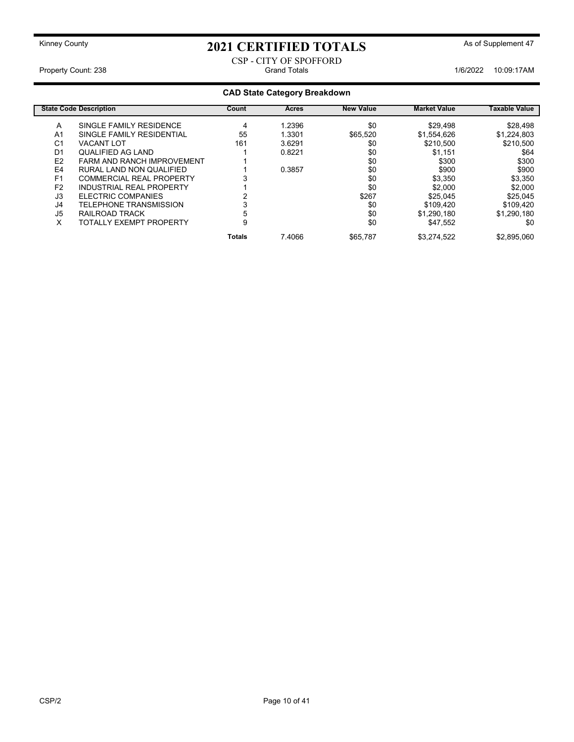# 2021 CERTIFIED TOTALS

Kinney County — As of Supplement 47

CSP - CITY OF SPOFFORD

Property Count: 238 — Grand Totals — 1/6/2022 10:09:17AM

## CAD State Category Breakdown

| State Code | Description | Count | Acres | New Value | Market Value | Taxable Value |
|---|---|---|---|---|---|---|
| A | SINGLE FAMILY RESIDENCE | 4 | 1.2396 | $0 | $29,498 | $28,498 |
| A1 | SINGLE FAMILY RESIDENTIAL | 55 | 1.3301 | $65,520 | $1,554,626 | $1,224,803 |
| C1 | VACANT LOT | 161 | 3.6291 | $0 | $210,500 | $210,500 |
| D1 | QUALIFIED AG LAND | 1 | 0.8221 | $0 | $1,151 | $64 |
| E2 | FARM AND RANCH IMPROVEMENT | 1 | | $0 | $300 | $300 |
| E4 | RURAL LAND NON QUALIFIED | 1 | 0.3857 | $0 | $900 | $900 |
| F1 | COMMERCIAL REAL PROPERTY | 3 | | $0 | $3,350 | $3,350 |
| F2 | INDUSTRIAL REAL PROPERTY | 1 | | $0 | $2,000 | $2,000 |
| J3 | ELECTRIC COMPANIES | 2 | | $267 | $25,045 | $25,045 |
| J4 | TELEPHONE TRANSMISSION | 3 | | $0 | $109,420 | $109,420 |
| J5 | RAILROAD TRACK | 5 | | $0 | $1,290,180 | $1,290,180 |
| X | TOTALLY EXEMPT PROPERTY | 9 | | $0 | $47,552 | $0 |
| | | **Totals** | 7.4066 | $65,787 | $3,274,522 | $2,895,060 |

CSP/2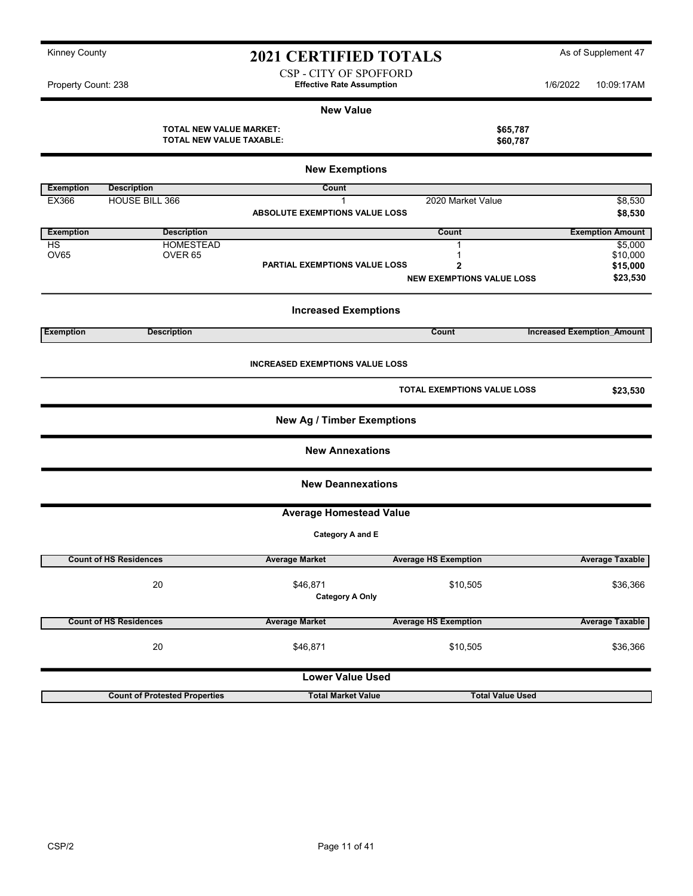Kinney County

# 2021 CERTIFIED TOTALS

As of Supplement 47

CSP - CITY OF SPOFFORD

Property Count: 238 — **Effective Rate Assumption** — 1/6/2022 10:09:17AM

## New Value

| | |
|---|---|
| **TOTAL NEW VALUE MARKET:** | **$65,787** |
| **TOTAL NEW VALUE TAXABLE:** | **$60,787** |

## New Exemptions

| Exemption | Description | Count | | |
|---|---|---|---|---|
| EX366 | HOUSE BILL 366 | 1 | 2020 Market Value | $8,530 |
| | | **ABSOLUTE EXEMPTIONS VALUE LOSS** | | **$8,530** |

| Exemption | Description | | Count | Exemption Amount |
|---|---|---|---|---|
| HS | HOMESTEAD | | 1 | $5,000 |
| OV65 | OVER 65 | | 1 | $10,000 |
| | | **PARTIAL EXEMPTIONS VALUE LOSS** | **2** | **$15,000** |
| | | | **NEW EXEMPTIONS VALUE LOSS** | **$23,530** |

## Increased Exemptions

| Exemption | Description | Count | Increased Exemption_Amount |
|---|---|---|---|

**INCREASED EXEMPTIONS VALUE LOSS**

| | |
|---|---|
| **TOTAL EXEMPTIONS VALUE LOSS** | **$23,530** |

## New Ag / Timber Exemptions

## New Annexations

## New Deannexations

## Average Homestead Value

**Category A and E**

| Count of HS Residences | Average Market | Average HS Exemption | Average Taxable |
|---|---|---|---|
| 20 | $46,871 | $10,505 | $36,366 |

**Category A Only**

| Count of HS Residences | Average Market | Average HS Exemption | Average Taxable |
|---|---|---|---|
| 20 | $46,871 | $10,505 | $36,366 |

## Lower Value Used

| Count of Protested Properties | Total Market Value | Total Value Used |
|---|---|---|

CSP/2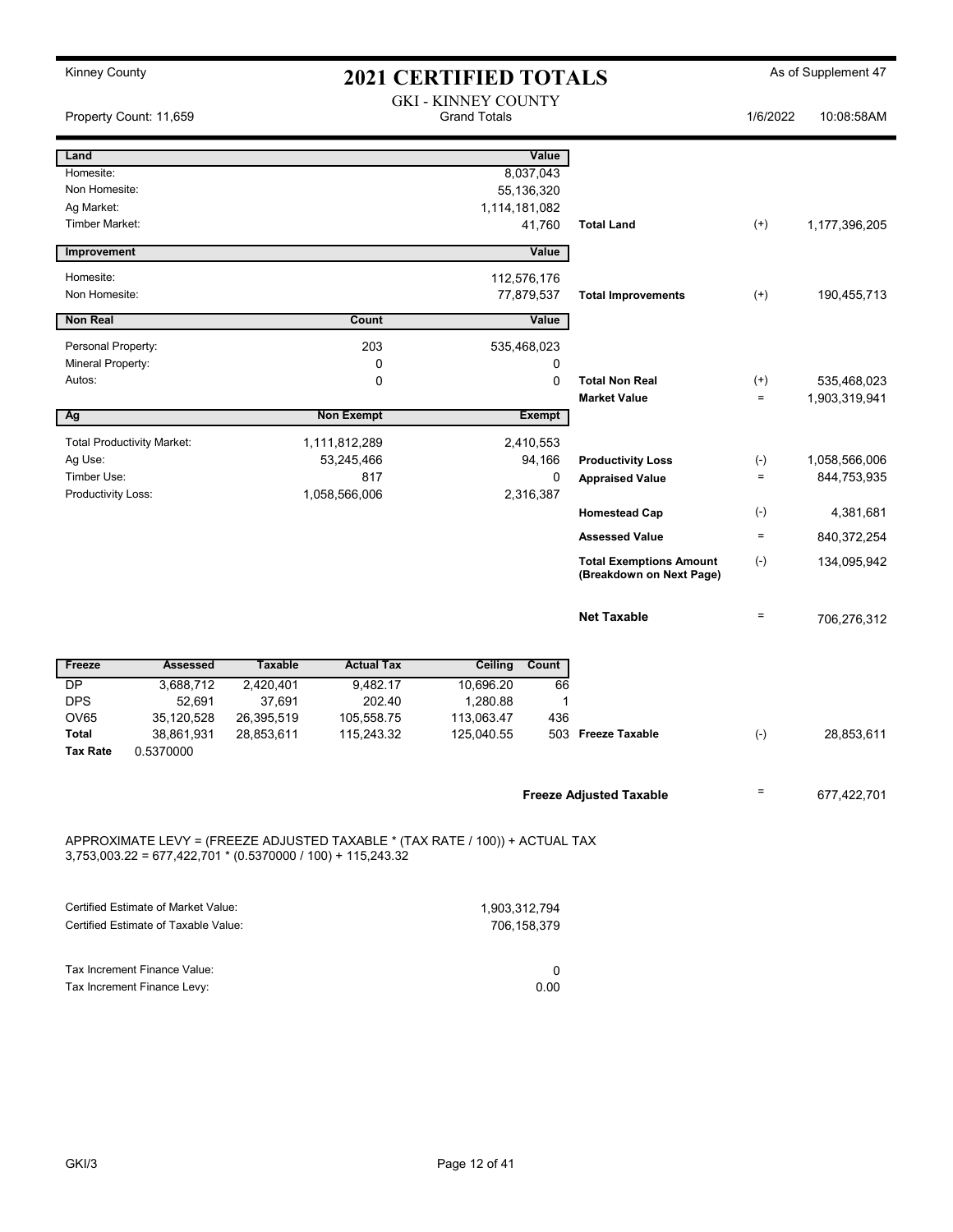Kinney County

# 2021 CERTIFIED TOTALS

As of Supplement 47

GKI - KINNEY COUNTY
Grand Totals

Property Count: 11,659

1/6/2022 10:08:58AM

| Land | | Value | | | |
|---|---|---|---|---|---|
| Homesite: | | 8,037,043 | | | |
| Non Homesite: | | 55,136,320 | | | |
| Ag Market: | | 1,114,181,082 | | | |
| Timber Market: | | 41,760 | Total Land | (+) | 1,177,396,205 |
| **Improvement** | | **Value** | | | |
| Homesite: | | 112,576,176 | | | |
| Non Homesite: | | 77,879,537 | Total Improvements | (+) | 190,455,713 |
| **Non Real** | **Count** | **Value** | | | |
| Personal Property: | 203 | 535,468,023 | | | |
| Mineral Property: | 0 | 0 | | | |
| Autos: | 0 | 0 | Total Non Real | (+) | 535,468,023 |
| | | | Market Value | = | 1,903,319,941 |
| **Ag** | **Non Exempt** | **Exempt** | | | |
| Total Productivity Market: | 1,111,812,289 | 2,410,553 | | | |
| Ag Use: | 53,245,466 | 94,166 | Productivity Loss | (-) | 1,058,566,006 |
| Timber Use: | 817 | 0 | Appraised Value | = | 844,753,935 |
| Productivity Loss: | 1,058,566,006 | 2,316,387 | | | |
| | | | Homestead Cap | (-) | 4,381,681 |
| | | | Assessed Value | = | 840,372,254 |
| | | | Total Exemptions Amount (Breakdown on Next Page) | (-) | 134,095,942 |
| | | | **Net Taxable** | = | 706,276,312 |

| Freeze | Assessed | Taxable | Actual Tax | Ceiling | Count | | | |
|---|---|---|---|---|---|---|---|---|
| DP | 3,688,712 | 2,420,401 | 9,482.17 | 10,696.20 | 66 | | | |
| DPS | 52,691 | 37,691 | 202.40 | 1,280.88 | 1 | | | |
| OV65 | 35,120,528 | 26,395,519 | 105,558.75 | 113,063.47 | 436 | | | |
| **Total** | 38,861,931 | 28,853,611 | 115,243.32 | 125,040.55 | 503 | Freeze Taxable | (-) | 28,853,611 |
| **Tax Rate** | 0.5370000 | | | | | | | |

**Freeze Adjusted Taxable** = 677,422,701

APPROXIMATE LEVY = (FREEZE ADJUSTED TAXABLE * (TAX RATE / 100)) + ACTUAL TAX
3,753,003.22 = 677,422,701 * (0.5370000 / 100) + 115,243.32

| | |
|---|---|
| Certified Estimate of Market Value: | 1,903,312,794 |
| Certified Estimate of Taxable Value: | 706,158,379 |
| Tax Increment Finance Value: | 0 |
| Tax Increment Finance Levy: | 0.00 |

GKI/3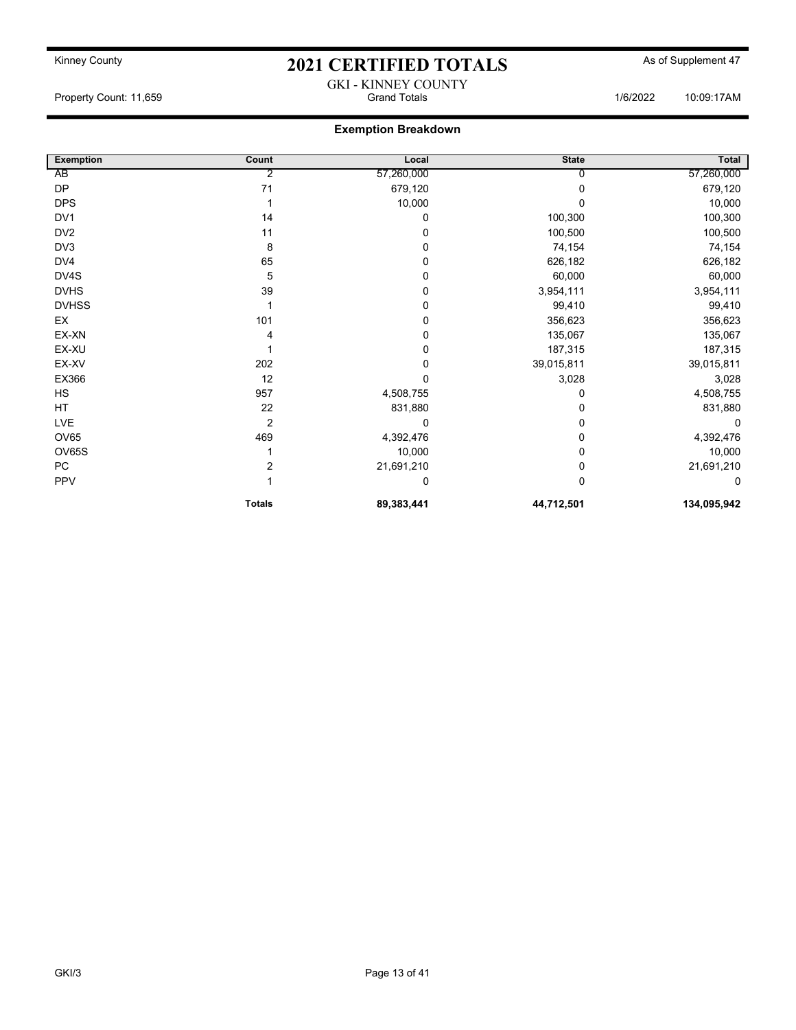Kinney County

# 2021 CERTIFIED TOTALS

As of Supplement 47

GKI - KINNEY COUNTY

Property Count: 11,659 | Grand Totals | 1/6/2022 10:09:17AM

## Exemption Breakdown

| Exemption | Count | Local | State | Total |
|---|---|---|---|---|
| AB | 2 | 57,260,000 | 0 | 57,260,000 |
| DP | 71 | 679,120 | 0 | 679,120 |
| DPS | 1 | 10,000 | 0 | 10,000 |
| DV1 | 14 | 0 | 100,300 | 100,300 |
| DV2 | 11 | 0 | 100,500 | 100,500 |
| DV3 | 8 | 0 | 74,154 | 74,154 |
| DV4 | 65 | 0 | 626,182 | 626,182 |
| DV4S | 5 | 0 | 60,000 | 60,000 |
| DVHS | 39 | 0 | 3,954,111 | 3,954,111 |
| DVHSS | 1 | 0 | 99,410 | 99,410 |
| EX | 101 | 0 | 356,623 | 356,623 |
| EX-XN | 4 | 0 | 135,067 | 135,067 |
| EX-XU | 1 | 0 | 187,315 | 187,315 |
| EX-XV | 202 | 0 | 39,015,811 | 39,015,811 |
| EX366 | 12 | 0 | 3,028 | 3,028 |
| HS | 957 | 4,508,755 | 0 | 4,508,755 |
| HT | 22 | 831,880 | 0 | 831,880 |
| LVE | 2 | 0 | 0 | 0 |
| OV65 | 469 | 4,392,476 | 0 | 4,392,476 |
| OV65S | 1 | 10,000 | 0 | 10,000 |
| PC | 2 | 21,691,210 | 0 | 21,691,210 |
| PPV | 1 | 0 | 0 | 0 |
| | **Totals** | **89,383,441** | **44,712,501** | **134,095,942** |

GKI/3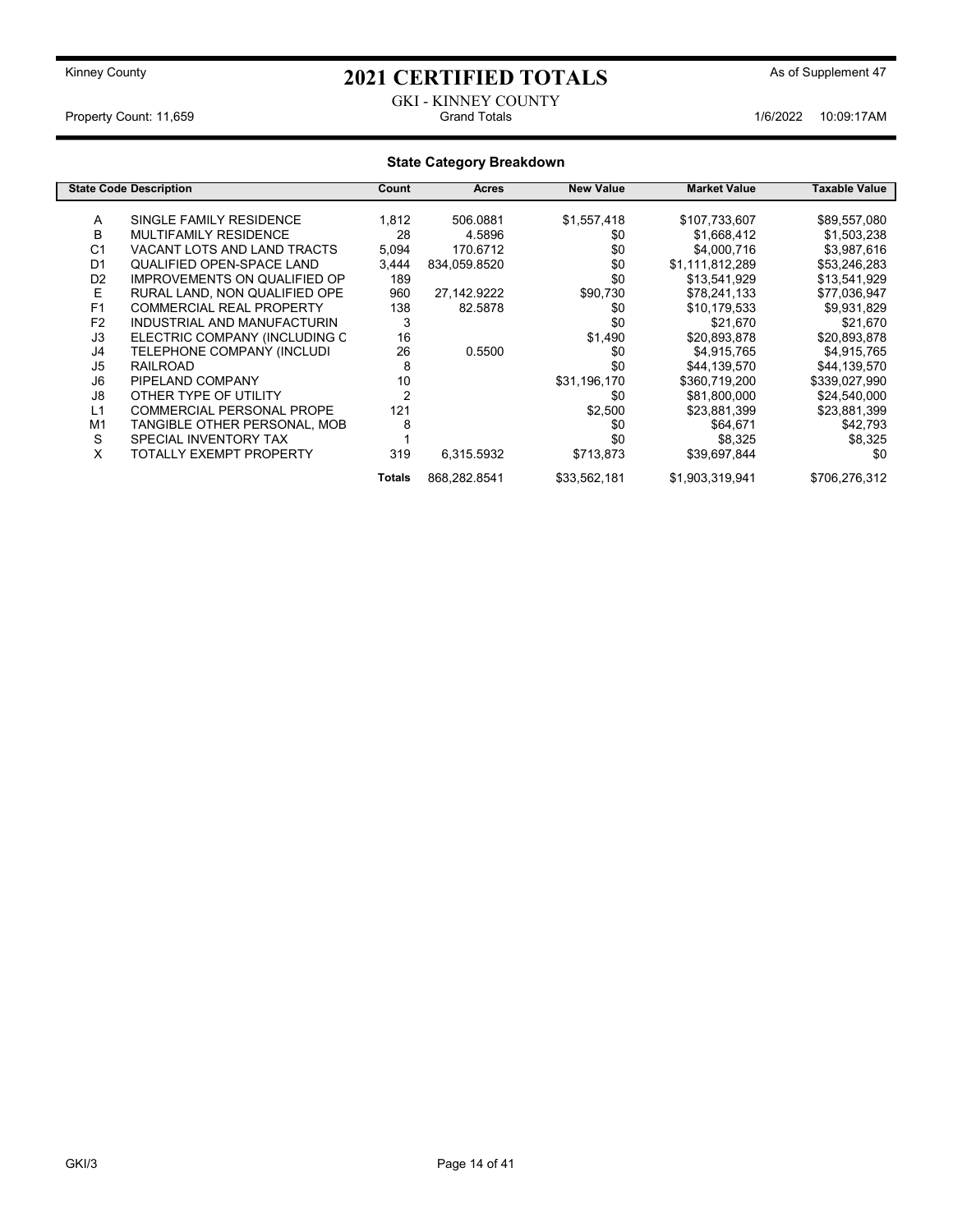Kinney County

# 2021 CERTIFIED TOTALS

As of Supplement 47

GKI - KINNEY COUNTY

Property Count: 11,659 — Grand Totals — 1/6/2022 10:09:17AM

## State Category Breakdown

| State Code | Description | Count | Acres | New Value | Market Value | Taxable Value |
|---|---|---|---|---|---|---|
| A | SINGLE FAMILY RESIDENCE | 1,812 | 506.0881 | $1,557,418 | $107,733,607 | $89,557,080 |
| B | MULTIFAMILY RESIDENCE | 28 | 4.5896 | $0 | $1,668,412 | $1,503,238 |
| C1 | VACANT LOTS AND LAND TRACTS | 5,094 | 170.6712 | $0 | $4,000,716 | $3,987,616 |
| D1 | QUALIFIED OPEN-SPACE LAND | 3,444 | 834,059.8520 | $0 | $1,111,812,289 | $53,246,283 |
| D2 | IMPROVEMENTS ON QUALIFIED OP | 189 | | $0 | $13,541,929 | $13,541,929 |
| E | RURAL LAND, NON QUALIFIED OPE | 960 | 27,142.9222 | $90,730 | $78,241,133 | $77,036,947 |
| F1 | COMMERCIAL REAL PROPERTY | 138 | 82.5878 | $0 | $10,179,533 | $9,931,829 |
| F2 | INDUSTRIAL AND MANUFACTURIN | 3 | | $0 | $21,670 | $21,670 |
| J3 | ELECTRIC COMPANY (INCLUDING C | 16 | | $1,490 | $20,893,878 | $20,893,878 |
| J4 | TELEPHONE COMPANY (INCLUDI | 26 | 0.5500 | $0 | $4,915,765 | $4,915,765 |
| J5 | RAILROAD | 8 | | $0 | $44,139,570 | $44,139,570 |
| J6 | PIPELAND COMPANY | 10 | | $31,196,170 | $360,719,200 | $339,027,990 |
| J8 | OTHER TYPE OF UTILITY | 2 | | $0 | $81,800,000 | $24,540,000 |
| L1 | COMMERCIAL PERSONAL PROPE | 121 | | $2,500 | $23,881,399 | $23,881,399 |
| M1 | TANGIBLE OTHER PERSONAL, MOB | 8 | | $0 | $64,671 | $42,793 |
| S | SPECIAL INVENTORY TAX | 1 | | $0 | $8,325 | $8,325 |
| X | TOTALLY EXEMPT PROPERTY | 319 | 6,315.5932 | $713,873 | $39,697,844 | $0 |
| | | **Totals** | 868,282.8541 | $33,562,181 | $1,903,319,941 | $706,276,312 |

GKI/3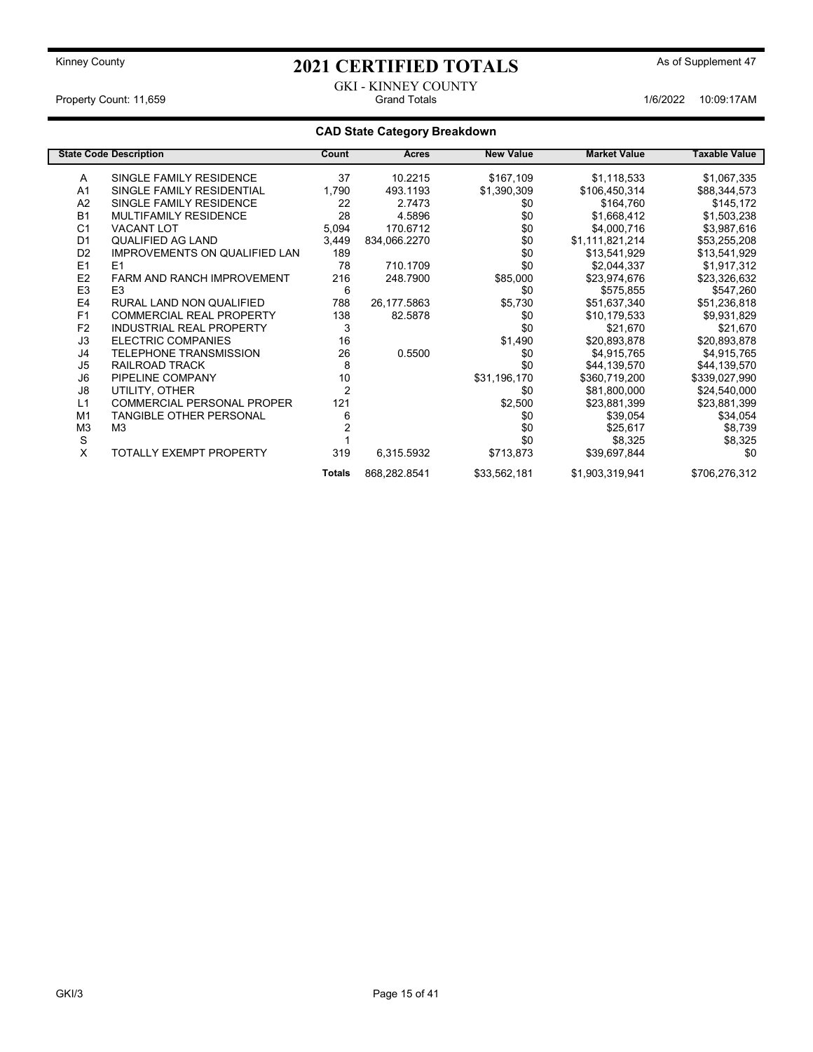Kinney County

# 2021 CERTIFIED TOTALS

As of Supplement 47

GKI - KINNEY COUNTY

Property Count: 11,659 — Grand Totals — 1/6/2022 10:09:17AM

## CAD State Category Breakdown

| State Code | Description | Count | Acres | New Value | Market Value | Taxable Value |
|---|---|---|---|---|---|---|
| A | SINGLE FAMILY RESIDENCE | 37 | 10.2215 | $167,109 | $1,118,533 | $1,067,335 |
| A1 | SINGLE FAMILY RESIDENTIAL | 1,790 | 493.1193 | $1,390,309 | $106,450,314 | $88,344,573 |
| A2 | SINGLE FAMILY RESIDENCE | 22 | 2.7473 | $0 | $164,760 | $145,172 |
| B1 | MULTIFAMILY RESIDENCE | 28 | 4.5896 | $0 | $1,668,412 | $1,503,238 |
| C1 | VACANT LOT | 5,094 | 170.6712 | $0 | $4,000,716 | $3,987,616 |
| D1 | QUALIFIED AG LAND | 3,449 | 834,066.2270 | $0 | $1,111,821,214 | $53,255,208 |
| D2 | IMPROVEMENTS ON QUALIFIED LAN | 189 | | $0 | $13,541,929 | $13,541,929 |
| E1 | E1 | 78 | 710.1709 | $0 | $2,044,337 | $1,917,312 |
| E2 | FARM AND RANCH IMPROVEMENT | 216 | 248.7900 | $85,000 | $23,974,676 | $23,326,632 |
| E3 | E3 | 6 | | $0 | $575,855 | $547,260 |
| E4 | RURAL LAND NON QUALIFIED | 788 | 26,177.5863 | $5,730 | $51,637,340 | $51,236,818 |
| F1 | COMMERCIAL REAL PROPERTY | 138 | 82.5878 | $0 | $10,179,533 | $9,931,829 |
| F2 | INDUSTRIAL REAL PROPERTY | 3 | | $0 | $21,670 | $21,670 |
| J3 | ELECTRIC COMPANIES | 16 | | $1,490 | $20,893,878 | $20,893,878 |
| J4 | TELEPHONE TRANSMISSION | 26 | 0.5500 | $0 | $4,915,765 | $4,915,765 |
| J5 | RAILROAD TRACK | 8 | | $0 | $44,139,570 | $44,139,570 |
| J6 | PIPELINE COMPANY | 10 | | $31,196,170 | $360,719,200 | $339,027,990 |
| J8 | UTILITY, OTHER | 2 | | $0 | $81,800,000 | $24,540,000 |
| L1 | COMMERCIAL PERSONAL PROPER | 121 | | $2,500 | $23,881,399 | $23,881,399 |
| M1 | TANGIBLE OTHER PERSONAL | 6 | | $0 | $39,054 | $34,054 |
| M3 | M3 | 2 | | $0 | $25,617 | $8,739 |
| S | | 1 | | $0 | $8,325 | $8,325 |
| X | TOTALLY EXEMPT PROPERTY | 319 | 6,315.5932 | $713,873 | $39,697,844 | $0 |
| | | **Totals** | 868,282.8541 | $33,562,181 | $1,903,319,941 | $706,276,312 |

GKI/3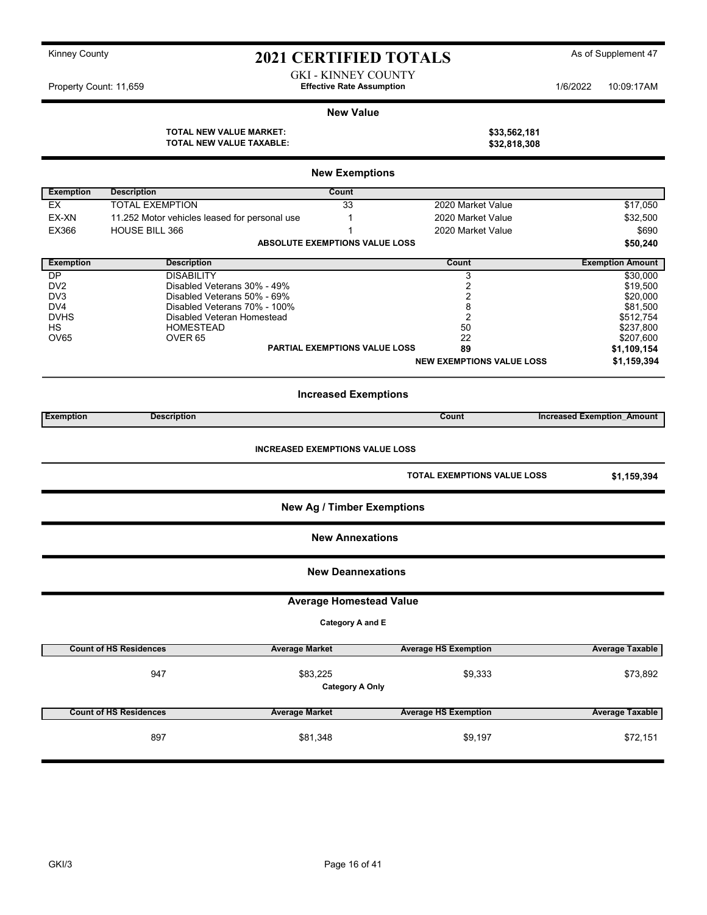Kinney County

# 2021 CERTIFIED TOTALS

As of Supplement 47

GKI - KINNEY COUNTY

Property Count: 11,659 — **Effective Rate Assumption** — 1/6/2022 10:09:17AM

## New Value

| | |
|---|---|
| **TOTAL NEW VALUE MARKET:** | **$33,562,181** |
| **TOTAL NEW VALUE TAXABLE:** | **$32,818,308** |

## New Exemptions

| Exemption | Description | Count | | |
|---|---|---|---|---|
| EX | TOTAL EXEMPTION | 33 | 2020 Market Value | $17,050 |
| EX-XN | 11.252 Motor vehicles leased for personal use | 1 | 2020 Market Value | $32,500 |
| EX366 | HOUSE BILL 366 | 1 | 2020 Market Value | $690 |
| | **ABSOLUTE EXEMPTIONS VALUE LOSS** | | | **$50,240** |

| Exemption | Description | Count | Exemption Amount |
|---|---|---|---|
| DP | DISABILITY | 3 | $30,000 |
| DV2 | Disabled Veterans 30% - 49% | 2 | $19,500 |
| DV3 | Disabled Veterans 50% - 69% | 2 | $20,000 |
| DV4 | Disabled Veterans 70% - 100% | 8 | $81,500 |
| DVHS | Disabled Veteran Homestead | 2 | $512,754 |
| HS | HOMESTEAD | 50 | $237,800 |
| OV65 | OVER 65 | 22 | $207,600 |
| | **PARTIAL EXEMPTIONS VALUE LOSS** | **89** | **$1,109,154** |
| | | **NEW EXEMPTIONS VALUE LOSS** | **$1,159,394** |

## Increased Exemptions

| Exemption | Description | Count | Increased Exemption_Amount |
|---|---|---|---|

**INCREASED EXEMPTIONS VALUE LOSS**

**TOTAL EXEMPTIONS VALUE LOSS** **$1,159,394**

## New Ag / Timber Exemptions

## New Annexations

## New Deannexations

## Average Homestead Value

**Category A and E**

| Count of HS Residences | Average Market | Average HS Exemption | Average Taxable |
|---|---|---|---|
| 947 | $83,225 | $9,333 | $73,892 |

**Category A Only**

| Count of HS Residences | Average Market | Average HS Exemption | Average Taxable |
|---|---|---|---|
| 897 | $81,348 | $9,197 | $72,151 |

GKI/3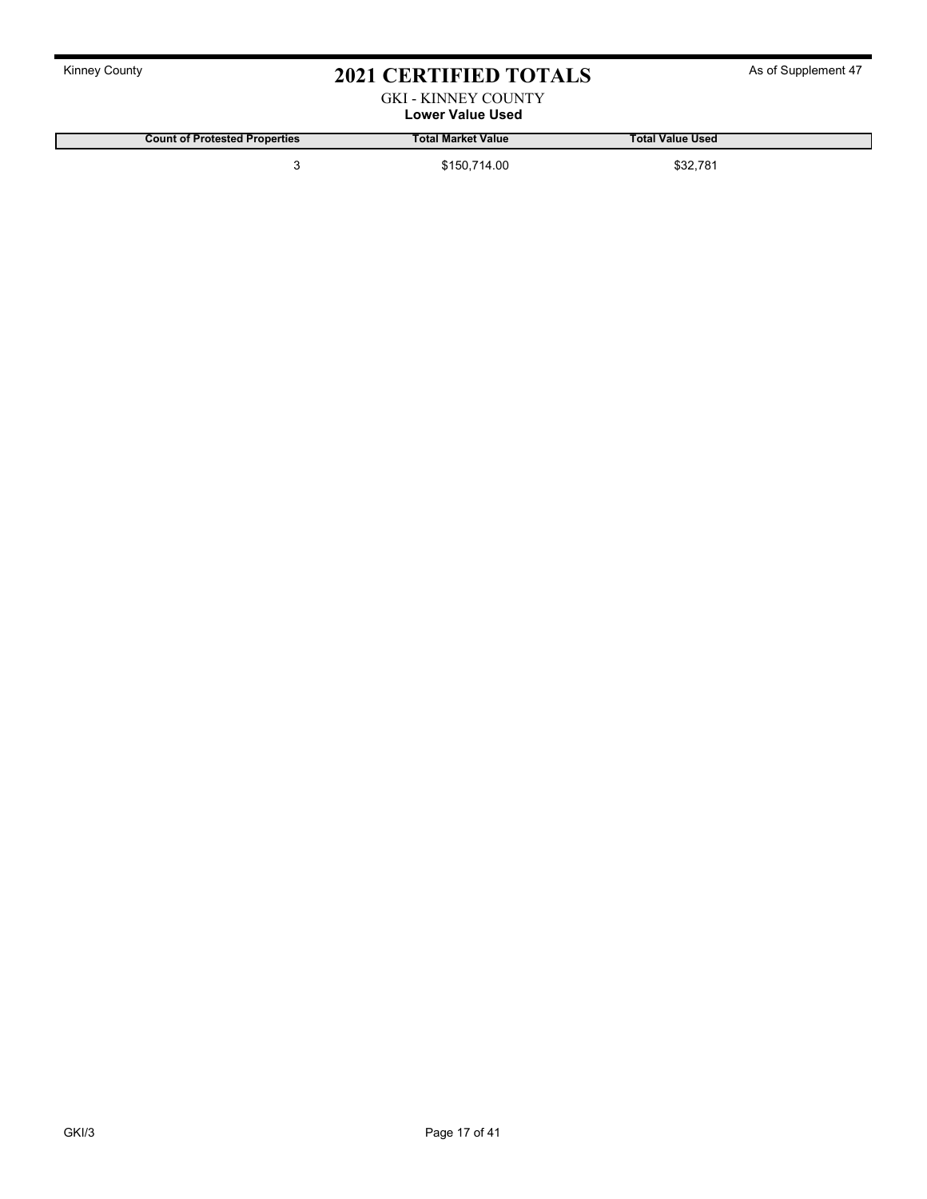## GKI - KINNEY COUNTY

### Lower Value Used

| Count of Protested Properties | Total Market Value | Total Value Used |
|---|---|---|
| 3 | $150,714.00 | $32,781 |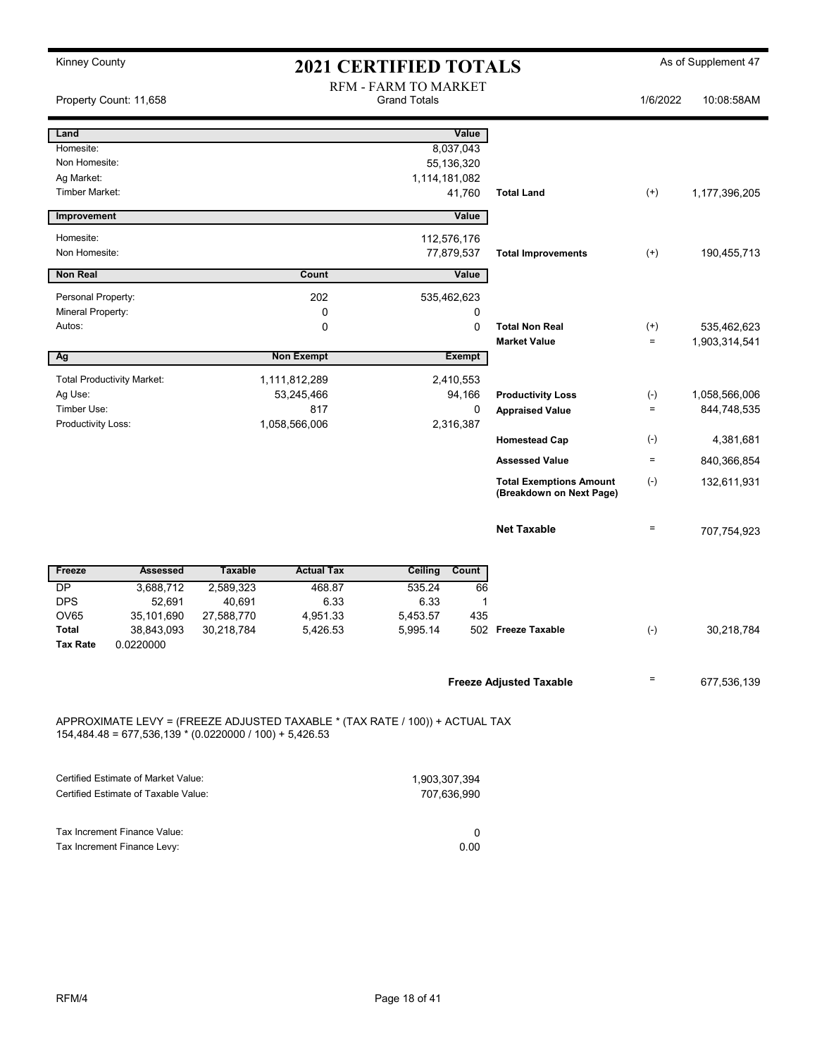Kinney County

# 2021 CERTIFIED TOTALS

As of Supplement 47

Property Count: 11,658

RFM - FARM TO MARKET
Grand Totals

1/6/2022 10:08:58AM

| Land | Value | | | |
|---|---|---|---|---|
| Homesite: | 8,037,043 | | | |
| Non Homesite: | 55,136,320 | | | |
| Ag Market: | 1,114,181,082 | | | |
| Timber Market: | 41,760 | Total Land | (+) | 1,177,396,205 |

| Improvement | Value | | | |
|---|---|---|---|---|
| Homesite: | 112,576,176 | | | |
| Non Homesite: | 77,879,537 | Total Improvements | (+) | 190,455,713 |

| Non Real | Count | Value | | | |
|---|---|---|---|---|---|
| Personal Property: | 202 | 535,462,623 | | | |
| Mineral Property: | 0 | 0 | | | |
| Autos: | 0 | 0 | Total Non Real | (+) | 535,462,623 |
| | | | Market Value | = | 1,903,314,541 |

| Ag | Non Exempt | Exempt | | | |
|---|---|---|---|---|---|
| Total Productivity Market: | 1,111,812,289 | 2,410,553 | | | |
| Ag Use: | 53,245,466 | 94,166 | Productivity Loss | (-) | 1,058,566,006 |
| Timber Use: | 817 | 0 | Appraised Value | = | 844,748,535 |
| Productivity Loss: | 1,058,566,006 | 2,316,387 | | | |
| | | | Homestead Cap | (-) | 4,381,681 |
| | | | Assessed Value | = | 840,366,854 |
| | | | Total Exemptions Amount (Breakdown on Next Page) | (-) | 132,611,931 |
| | | | Net Taxable | = | 707,754,923 |

| Freeze | Assessed | Taxable | Actual Tax | Ceiling | Count | | | |
|---|---|---|---|---|---|---|---|---|
| DP | 3,688,712 | 2,589,323 | 468.87 | 535.24 | 66 | | | |
| DPS | 52,691 | 40,691 | 6.33 | 6.33 | 1 | | | |
| OV65 | 35,101,690 | 27,588,770 | 4,951.33 | 5,453.57 | 435 | | | |
| Total | 38,843,093 | 30,218,784 | 5,426.53 | 5,995.14 | 502 | Freeze Taxable | (-) | 30,218,784 |
| Tax Rate | 0.0220000 | | | | | | | |

**Freeze Adjusted Taxable** = 677,536,139

APPROXIMATE LEVY = (FREEZE ADJUSTED TAXABLE * (TAX RATE / 100)) + ACTUAL TAX
154,484.48 = 677,536,139 * (0.0220000 / 100) + 5,426.53

| | |
|---|---|
| Certified Estimate of Market Value: | 1,903,307,394 |
| Certified Estimate of Taxable Value: | 707,636,990 |

| | |
|---|---|
| Tax Increment Finance Value: | 0 |
| Tax Increment Finance Levy: | 0.00 |

RFM/4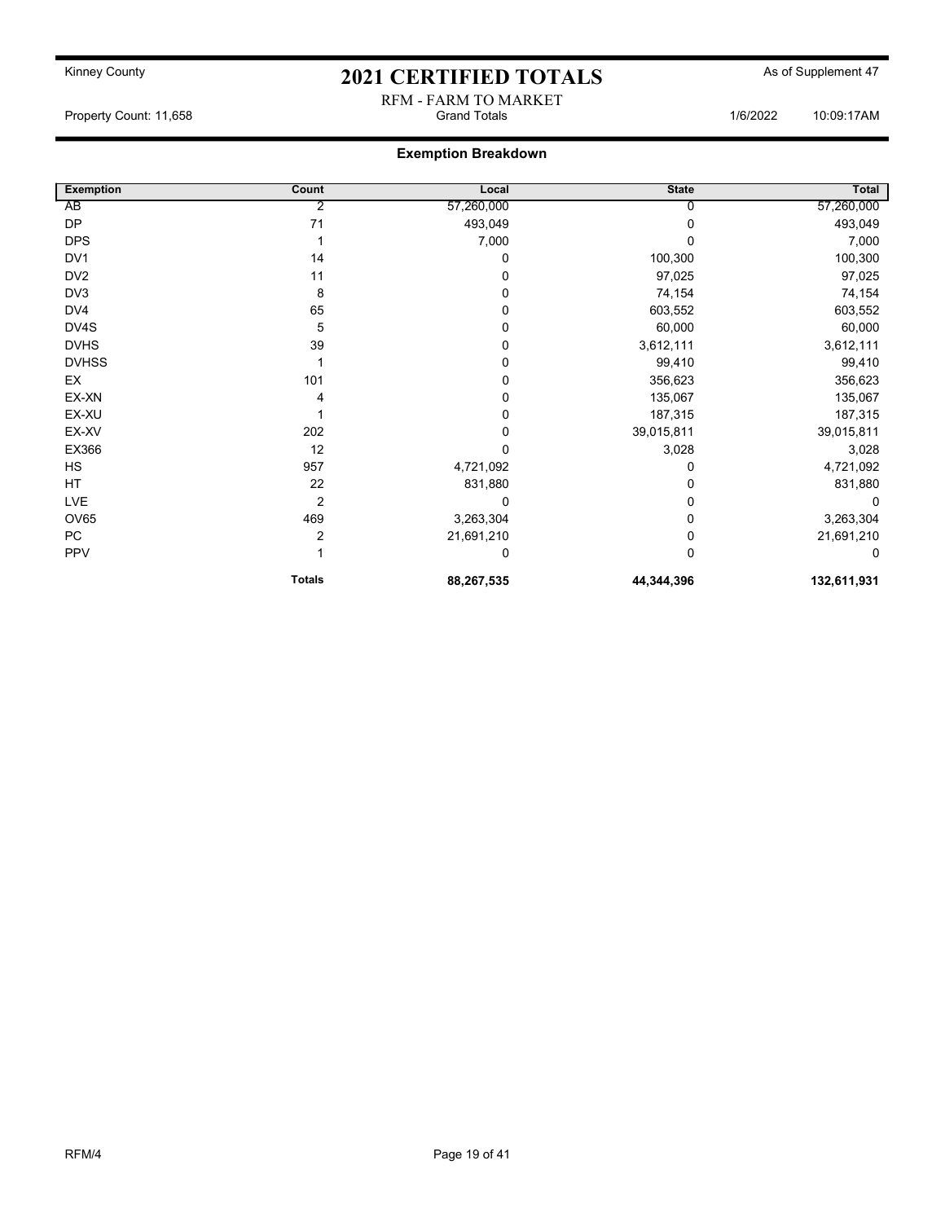Kinney County

# 2021 CERTIFIED TOTALS

As of Supplement 47

RFM - FARM TO MARKET

Property Count: 11,658 | Grand Totals | 1/6/2022 10:09:17AM

## Exemption Breakdown

| Exemption | Count | Local | State | Total |
|---|---|---|---|---|
| AB | 2 | 57,260,000 | 0 | 57,260,000 |
| DP | 71 | 493,049 | 0 | 493,049 |
| DPS | 1 | 7,000 | 0 | 7,000 |
| DV1 | 14 | 0 | 100,300 | 100,300 |
| DV2 | 11 | 0 | 97,025 | 97,025 |
| DV3 | 8 | 0 | 74,154 | 74,154 |
| DV4 | 65 | 0 | 603,552 | 603,552 |
| DV4S | 5 | 0 | 60,000 | 60,000 |
| DVHS | 39 | 0 | 3,612,111 | 3,612,111 |
| DVHSS | 1 | 0 | 99,410 | 99,410 |
| EX | 101 | 0 | 356,623 | 356,623 |
| EX-XN | 4 | 0 | 135,067 | 135,067 |
| EX-XU | 1 | 0 | 187,315 | 187,315 |
| EX-XV | 202 | 0 | 39,015,811 | 39,015,811 |
| EX366 | 12 | 0 | 3,028 | 3,028 |
| HS | 957 | 4,721,092 | 0 | 4,721,092 |
| HT | 22 | 831,880 | 0 | 831,880 |
| LVE | 2 | 0 | 0 | 0 |
| OV65 | 469 | 3,263,304 | 0 | 3,263,304 |
| PC | 2 | 21,691,210 | 0 | 21,691,210 |
| PPV | 1 | 0 | 0 | 0 |
| | **Totals** | **88,267,535** | **44,344,396** | **132,611,931** |

RFM/4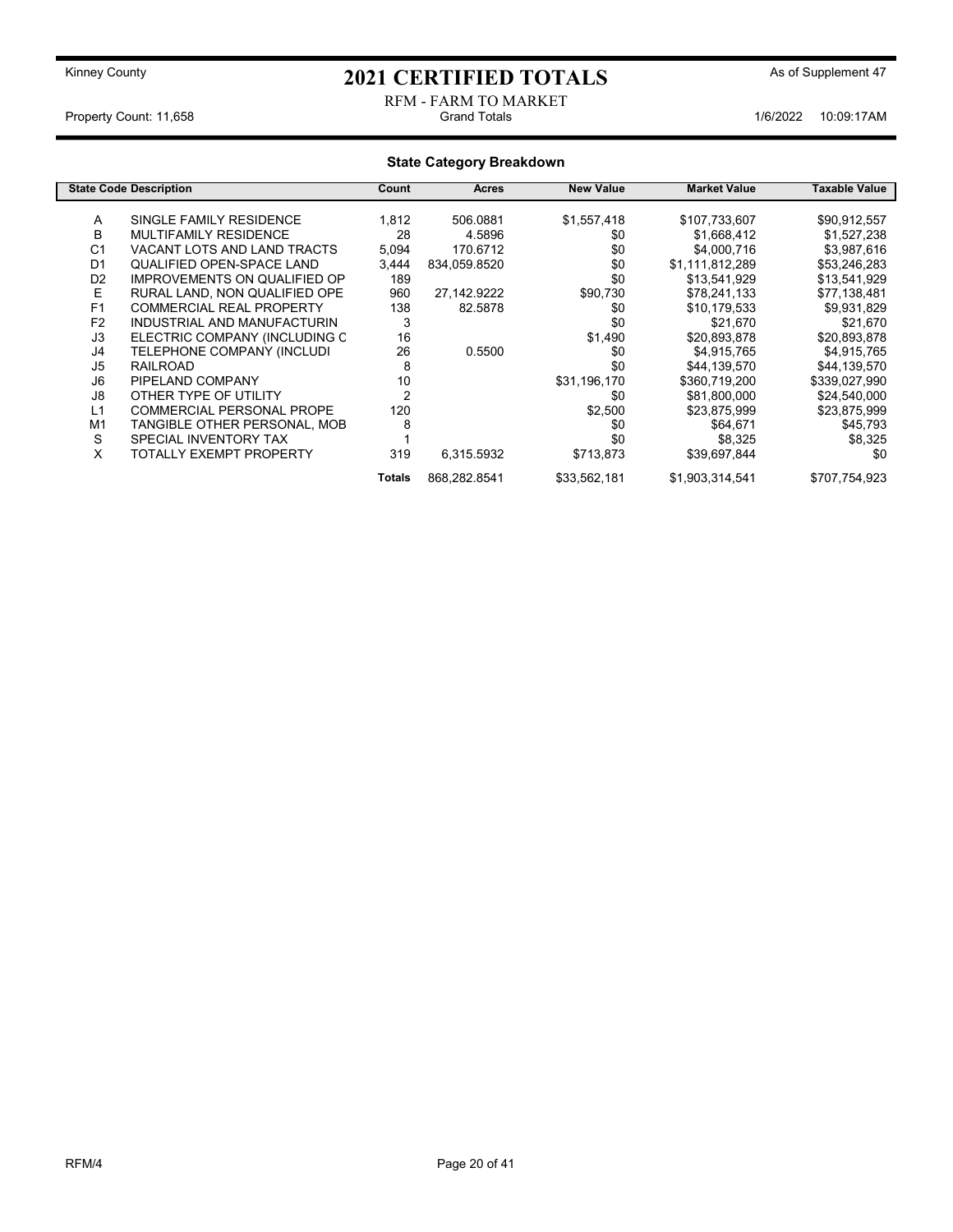Kinney County

# 2021 CERTIFIED TOTALS

As of Supplement 47

RFM - FARM TO MARKET

Property Count: 11,658 | Grand Totals | 1/6/2022 10:09:17AM

## State Category Breakdown

| State Code | Description | Count | Acres | New Value | Market Value | Taxable Value |
|---|---|---|---|---|---|---|
| A | SINGLE FAMILY RESIDENCE | 1,812 | 506.0881 | $1,557,418 | $107,733,607 | $90,912,557 |
| B | MULTIFAMILY RESIDENCE | 28 | 4.5896 | $0 | $1,668,412 | $1,527,238 |
| C1 | VACANT LOTS AND LAND TRACTS | 5,094 | 170.6712 | $0 | $4,000,716 | $3,987,616 |
| D1 | QUALIFIED OPEN-SPACE LAND | 3,444 | 834,059.8520 | $0 | $1,111,812,289 | $53,246,283 |
| D2 | IMPROVEMENTS ON QUALIFIED OP | 189 | | $0 | $13,541,929 | $13,541,929 |
| E | RURAL LAND, NON QUALIFIED OPE | 960 | 27,142.9222 | $90,730 | $78,241,133 | $77,138,481 |
| F1 | COMMERCIAL REAL PROPERTY | 138 | 82.5878 | $0 | $10,179,533 | $9,931,829 |
| F2 | INDUSTRIAL AND MANUFACTURIN | 3 | | $0 | $21,670 | $21,670 |
| J3 | ELECTRIC COMPANY (INCLUDING C | 16 | | $1,490 | $20,893,878 | $20,893,878 |
| J4 | TELEPHONE COMPANY (INCLUDI | 26 | 0.5500 | $0 | $4,915,765 | $4,915,765 |
| J5 | RAILROAD | 8 | | $0 | $44,139,570 | $44,139,570 |
| J6 | PIPELAND COMPANY | 10 | | $31,196,170 | $360,719,200 | $339,027,990 |
| J8 | OTHER TYPE OF UTILITY | 2 | | $0 | $81,800,000 | $24,540,000 |
| L1 | COMMERCIAL PERSONAL PROPE | 120 | | $2,500 | $23,875,999 | $23,875,999 |
| M1 | TANGIBLE OTHER PERSONAL, MOB | 8 | | $0 | $64,671 | $45,793 |
| S | SPECIAL INVENTORY TAX | 1 | | $0 | $8,325 | $8,325 |
| X | TOTALLY EXEMPT PROPERTY | 319 | 6,315.5932 | $713,873 | $39,697,844 | $0 |
| | | **Totals** | 868,282.8541 | $33,562,181 | $1,903,314,541 | $707,754,923 |

RFM/4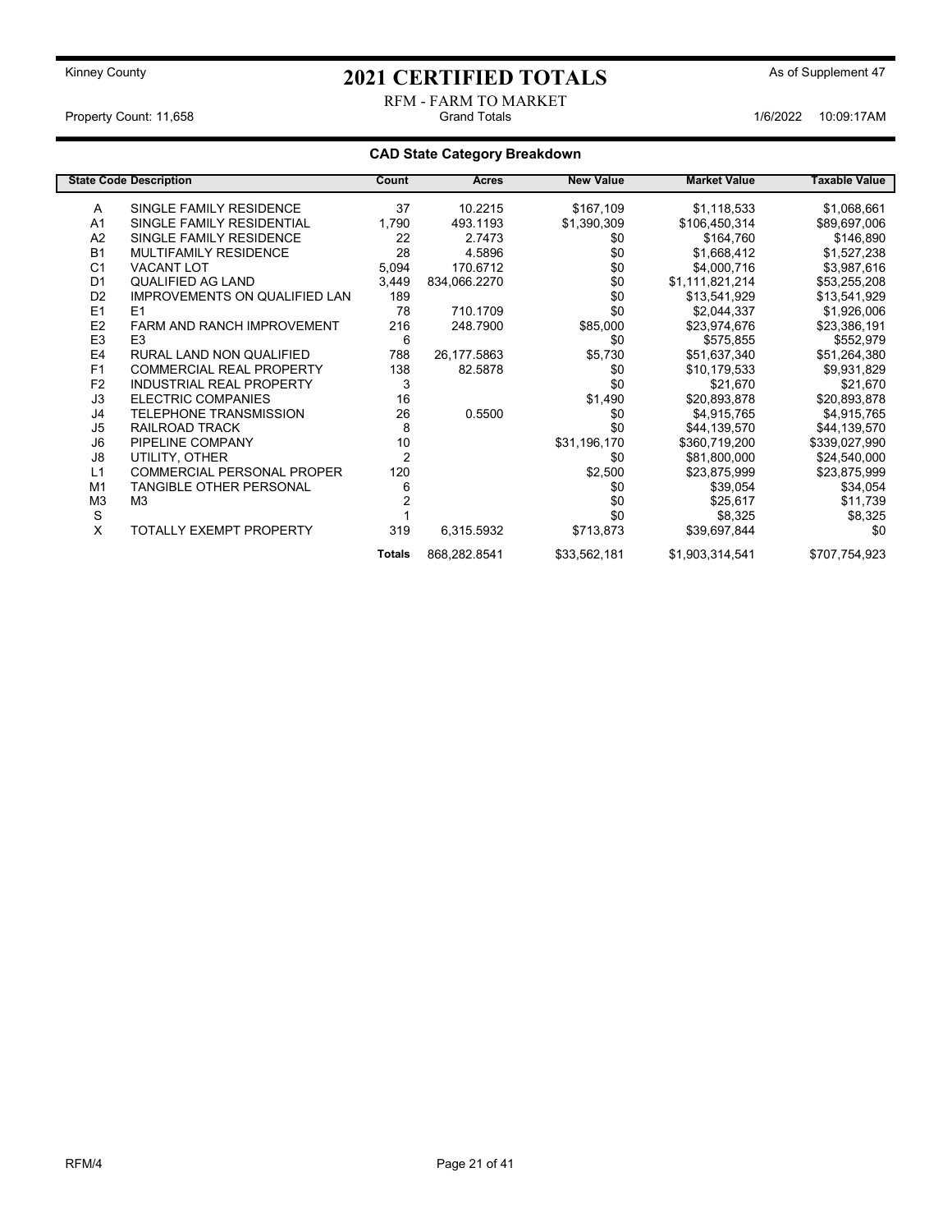Kinney County

# 2021 CERTIFIED TOTALS

As of Supplement 47

RFM - FARM TO MARKET

Property Count: 11,658 — Grand Totals — 1/6/2022 10:09:17AM

## CAD State Category Breakdown

| State Code | Description | Count | Acres | New Value | Market Value | Taxable Value |
|---|---|---|---|---|---|---|
| A | SINGLE FAMILY RESIDENCE | 37 | 10.2215 | $167,109 | $1,118,533 | $1,068,661 |
| A1 | SINGLE FAMILY RESIDENTIAL | 1,790 | 493.1193 | $1,390,309 | $106,450,314 | $89,697,006 |
| A2 | SINGLE FAMILY RESIDENCE | 22 | 2.7473 | $0 | $164,760 | $146,890 |
| B1 | MULTIFAMILY RESIDENCE | 28 | 4.5896 | $0 | $1,668,412 | $1,527,238 |
| C1 | VACANT LOT | 5,094 | 170.6712 | $0 | $4,000,716 | $3,987,616 |
| D1 | QUALIFIED AG LAND | 3,449 | 834,066.2270 | $0 | $1,111,821,214 | $53,255,208 |
| D2 | IMPROVEMENTS ON QUALIFIED LAN | 189 | | $0 | $13,541,929 | $13,541,929 |
| E1 | E1 | 78 | 710.1709 | $0 | $2,044,337 | $1,926,006 |
| E2 | FARM AND RANCH IMPROVEMENT | 216 | 248.7900 | $85,000 | $23,974,676 | $23,386,191 |
| E3 | E3 | 6 | | $0 | $575,855 | $552,979 |
| E4 | RURAL LAND NON QUALIFIED | 788 | 26,177.5863 | $5,730 | $51,637,340 | $51,264,380 |
| F1 | COMMERCIAL REAL PROPERTY | 138 | 82.5878 | $0 | $10,179,533 | $9,931,829 |
| F2 | INDUSTRIAL REAL PROPERTY | 3 | | $0 | $21,670 | $21,670 |
| J3 | ELECTRIC COMPANIES | 16 | | $1,490 | $20,893,878 | $20,893,878 |
| J4 | TELEPHONE TRANSMISSION | 26 | 0.5500 | $0 | $4,915,765 | $4,915,765 |
| J5 | RAILROAD TRACK | 8 | | $0 | $44,139,570 | $44,139,570 |
| J6 | PIPELINE COMPANY | 10 | | $31,196,170 | $360,719,200 | $339,027,990 |
| J8 | UTILITY, OTHER | 2 | | $0 | $81,800,000 | $24,540,000 |
| L1 | COMMERCIAL PERSONAL PROPER | 120 | | $2,500 | $23,875,999 | $23,875,999 |
| M1 | TANGIBLE OTHER PERSONAL | 6 | | $0 | $39,054 | $34,054 |
| M3 | M3 | 2 | | $0 | $25,617 | $11,739 |
| S | | 1 | | $0 | $8,325 | $8,325 |
| X | TOTALLY EXEMPT PROPERTY | 319 | 6,315.5932 | $713,873 | $39,697,844 | $0 |
| | | **Totals** | 868,282.8541 | $33,562,181 | $1,903,314,541 | $707,754,923 |

RFM/4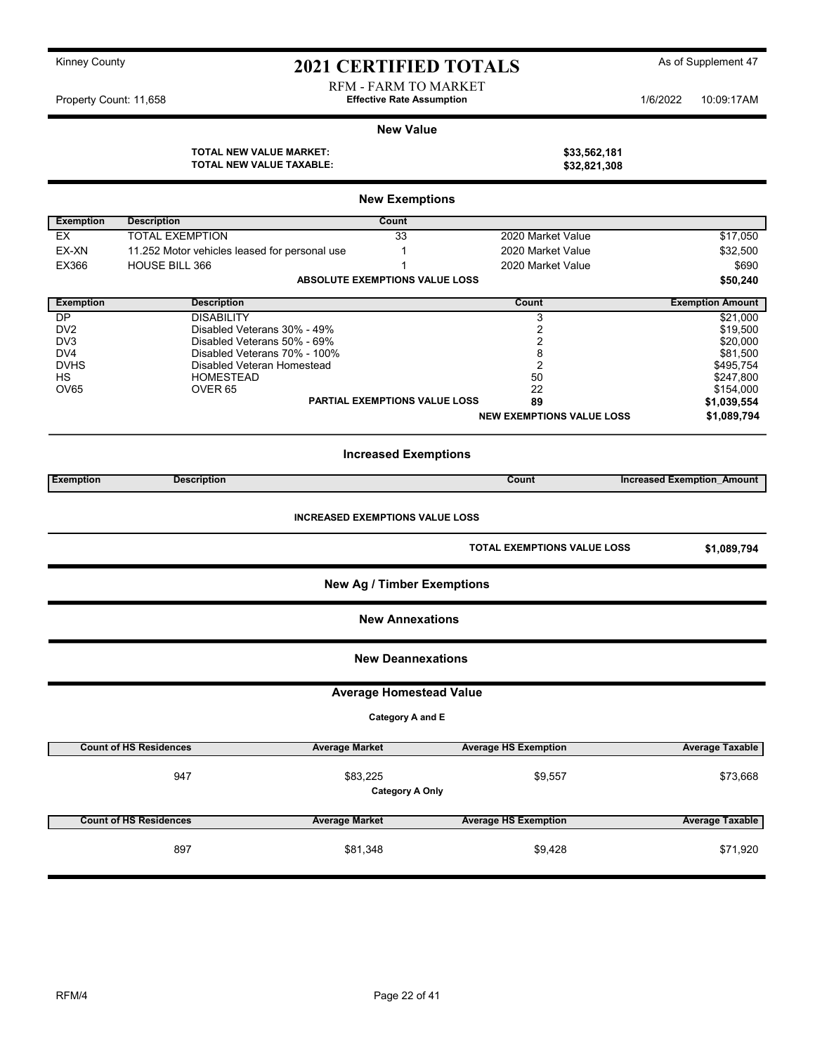Kinney County

# 2021 CERTIFIED TOTALS

As of Supplement 47

RFM - FARM TO MARKET

Property Count: 11,658

**Effective Rate Assumption**

1/6/2022 10:09:17AM

## New Value

**TOTAL NEW VALUE MARKET:** **$33,562,181**

**TOTAL NEW VALUE TAXABLE:** **$32,821,308**

## New Exemptions

| Exemption | Description | Count | | |
|---|---|---|---|---|
| EX | TOTAL EXEMPTION | 33 | 2020 Market Value | $17,050 |
| EX-XN | 11.252 Motor vehicles leased for personal use | 1 | 2020 Market Value | $32,500 |
| EX366 | HOUSE BILL 366 | 1 | 2020 Market Value | $690 |
| | **ABSOLUTE EXEMPTIONS VALUE LOSS** | | | **$50,240** |

| Exemption | Description | Count | Exemption Amount |
|---|---|---|---|
| DP | DISABILITY | 3 | $21,000 |
| DV2 | Disabled Veterans 30% - 49% | 2 | $19,500 |
| DV3 | Disabled Veterans 50% - 69% | 2 | $20,000 |
| DV4 | Disabled Veterans 70% - 100% | 8 | $81,500 |
| DVHS | Disabled Veteran Homestead | 2 | $495,754 |
| HS | HOMESTEAD | 50 | $247,800 |
| OV65 | OVER 65 | 22 | $154,000 |
| | **PARTIAL EXEMPTIONS VALUE LOSS** | **89** | **$1,039,554** |
| | | **NEW EXEMPTIONS VALUE LOSS** | **$1,089,794** |

## Increased Exemptions

| Exemption | Description | Count | Increased Exemption_Amount |
|---|---|---|---|

**INCREASED EXEMPTIONS VALUE LOSS**

**TOTAL EXEMPTIONS VALUE LOSS** **$1,089,794**

## New Ag / Timber Exemptions

## New Annexations

## New Deannexations

## Average Homestead Value

**Category A and E**

| Count of HS Residences | Average Market | Average HS Exemption | Average Taxable |
|---|---|---|---|
| 947 | $83,225 | $9,557 | $73,668 |

**Category A Only**

| Count of HS Residences | Average Market | Average HS Exemption | Average Taxable |
|---|---|---|---|
| 897 | $81,348 | $9,428 | $71,920 |

RFM/4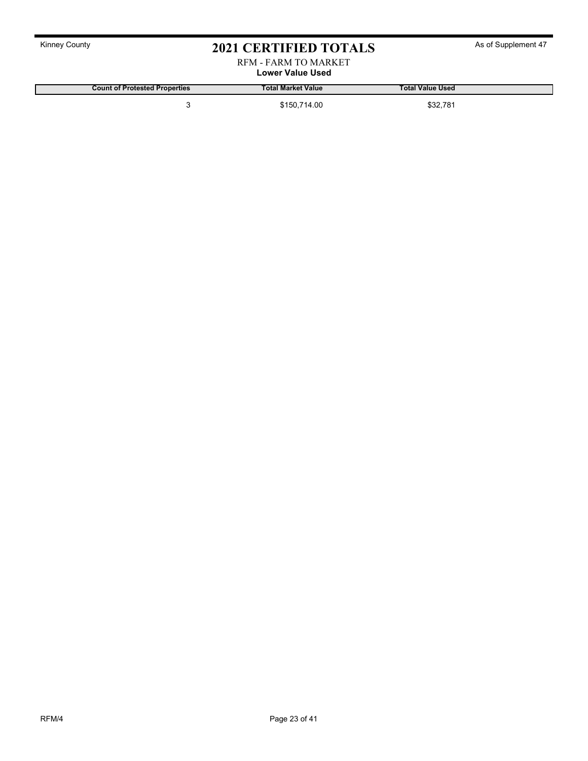# 2021 CERTIFIED TOTALS

RFM - FARM TO MARKET

**Lower Value Used**

| Count of Protested Properties | Total Market Value | Total Value Used |
| --- | --- | --- |
| 3 | $150,714.00 | $32,781 |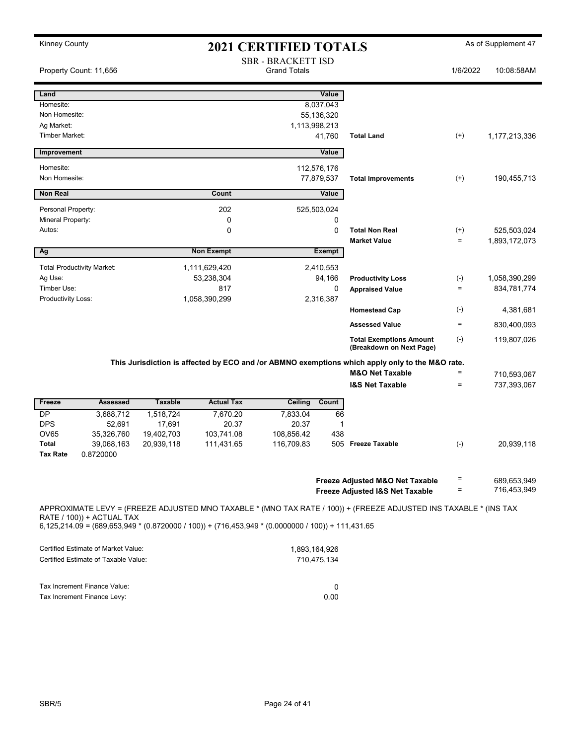Kinney County

# 2021 CERTIFIED TOTALS

As of Supplement 47

SBR - BRACKETT ISD
Grand Totals

Property Count: 11,656

1/6/2022 10:08:58AM

| Land | | Value | | | |
|---|---|---|---|---|---|
| Homesite: | | 8,037,043 | | | |
| Non Homesite: | | 55,136,320 | | | |
| Ag Market: | | 1,113,998,213 | | | |
| Timber Market: | | 41,760 | Total Land | (+) | 1,177,213,336 |

| Improvement | | Value | | | |
|---|---|---|---|---|---|
| Homesite: | | 112,576,176 | | | |
| Non Homesite: | | 77,879,537 | Total Improvements | (+) | 190,455,713 |

| Non Real | Count | Value | | | |
|---|---|---|---|---|---|
| Personal Property: | 202 | 525,503,024 | | | |
| Mineral Property: | 0 | 0 | | | |
| Autos: | 0 | 0 | Total Non Real | (+) | 525,503,024 |
| | | | Market Value | = | 1,893,172,073 |

| Ag | Non Exempt | Exempt | | | |
|---|---|---|---|---|---|
| Total Productivity Market: | 1,111,629,420 | 2,410,553 | | | |
| Ag Use: | 53,238,304 | 94,166 | Productivity Loss | (-) | 1,058,390,299 |
| Timber Use: | 817 | 0 | Appraised Value | = | 834,781,774 |
| Productivity Loss: | 1,058,390,299 | 2,316,387 | | | |
| | | | Homestead Cap | (-) | 4,381,681 |
| | | | Assessed Value | = | 830,400,093 |
| | | | Total Exemptions Amount (Breakdown on Next Page) | (-) | 119,807,026 |

**This Jurisdiction is affected by ECO and /or ABMNO exemptions which apply only to the M&O rate.**

| | | |
|---|---|---|
| M&O Net Taxable | = | 710,593,067 |
| I&S Net Taxable | = | 737,393,067 |

| Freeze | Assessed | Taxable | Actual Tax | Ceiling | Count | | | |
|---|---|---|---|---|---|---|---|---|
| DP | 3,688,712 | 1,518,724 | 7,670.20 | 7,833.04 | 66 | | | |
| DPS | 52,691 | 17,691 | 20.37 | 20.37 | 1 | | | |
| OV65 | 35,326,760 | 19,402,703 | 103,741.08 | 108,856.42 | 438 | | | |
| Total | 39,068,163 | 20,939,118 | 111,431.65 | 116,709.83 | 505 | Freeze Taxable | (-) | 20,939,118 |
| Tax Rate | 0.8720000 | | | | | | | |

| | | |
|---|---|---|
| Freeze Adjusted M&O Net Taxable | = | 689,653,949 |
| Freeze Adjusted I&S Net Taxable | = | 716,453,949 |

APPROXIMATE LEVY = (FREEZE ADJUSTED MNO TAXABLE * (MNO TAX RATE / 100)) + (FREEZE ADJUSTED INS TAXABLE * (INS TAX RATE / 100)) + ACTUAL TAX
6,125,214.09 = (689,653,949 * (0.8720000 / 100)) + (716,453,949 * (0.0000000 / 100)) + 111,431.65

| | |
|---|---|
| Certified Estimate of Market Value: | 1,893,164,926 |
| Certified Estimate of Taxable Value: | 710,475,134 |

| | |
|---|---|
| Tax Increment Finance Value: | 0 |
| Tax Increment Finance Levy: | 0.00 |

SBR/5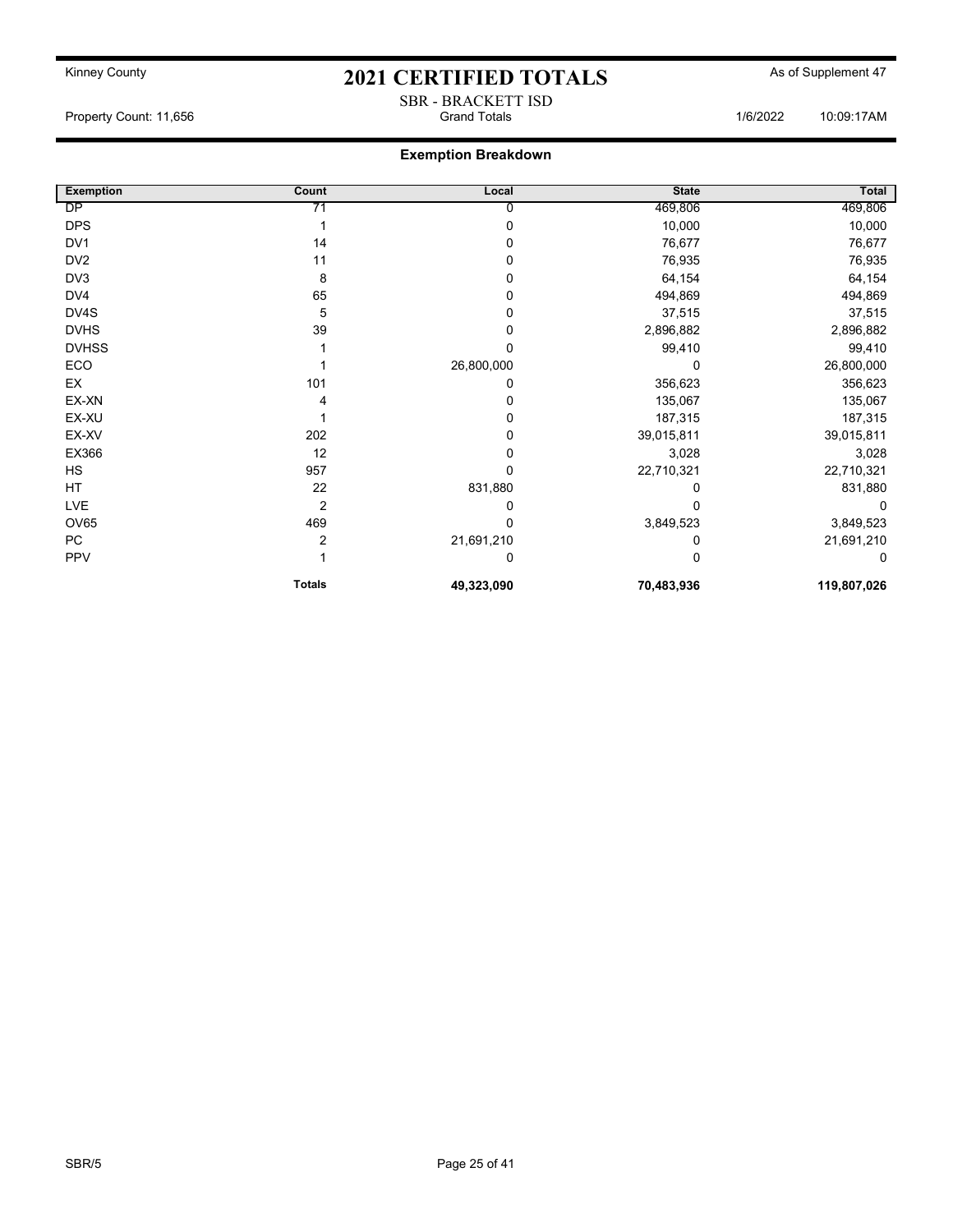Kinney County

# 2021 CERTIFIED TOTALS

As of Supplement 47

SBR - BRACKETT ISD

Property Count: 11,656 | Grand Totals | 1/6/2022 10:09:17AM

## Exemption Breakdown

| Exemption | Count | Local | State | Total |
|---|---|---|---|---|
| DP | 71 | 0 | 469,806 | 469,806 |
| DPS | 1 | 0 | 10,000 | 10,000 |
| DV1 | 14 | 0 | 76,677 | 76,677 |
| DV2 | 11 | 0 | 76,935 | 76,935 |
| DV3 | 8 | 0 | 64,154 | 64,154 |
| DV4 | 65 | 0 | 494,869 | 494,869 |
| DV4S | 5 | 0 | 37,515 | 37,515 |
| DVHS | 39 | 0 | 2,896,882 | 2,896,882 |
| DVHSS | 1 | 0 | 99,410 | 99,410 |
| ECO | 1 | 26,800,000 | 0 | 26,800,000 |
| EX | 101 | 0 | 356,623 | 356,623 |
| EX-XN | 4 | 0 | 135,067 | 135,067 |
| EX-XU | 1 | 0 | 187,315 | 187,315 |
| EX-XV | 202 | 0 | 39,015,811 | 39,015,811 |
| EX366 | 12 | 0 | 3,028 | 3,028 |
| HS | 957 | 0 | 22,710,321 | 22,710,321 |
| HT | 22 | 831,880 | 0 | 831,880 |
| LVE | 2 | 0 | 0 | 0 |
| OV65 | 469 | 0 | 3,849,523 | 3,849,523 |
| PC | 2 | 21,691,210 | 0 | 21,691,210 |
| PPV | 1 | 0 | 0 | 0 |
| | **Totals** | **49,323,090** | **70,483,936** | **119,807,026** |

SBR/5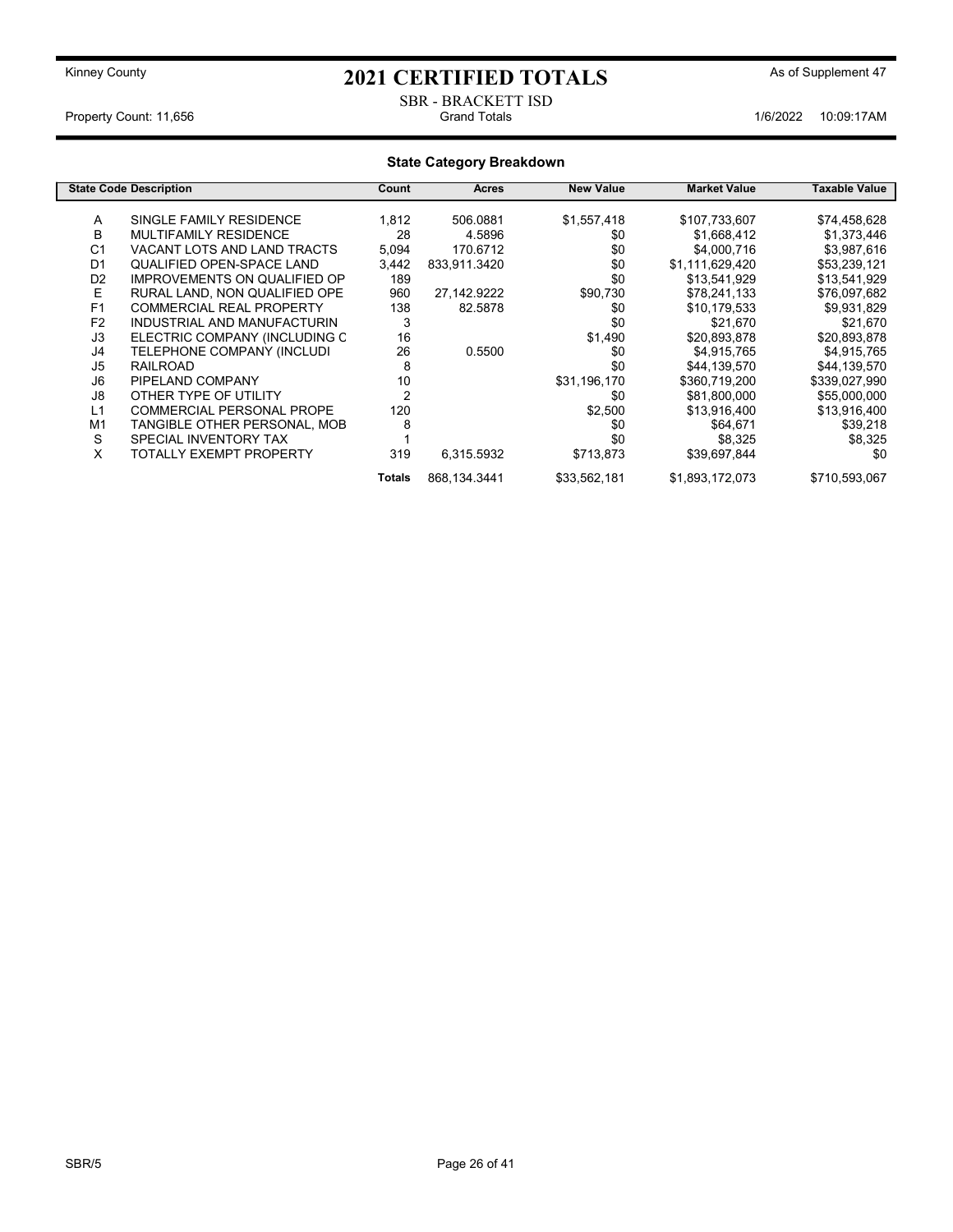Kinney County

# 2021 CERTIFIED TOTALS

As of Supplement 47

SBR - BRACKETT ISD

Property Count: 11,656 — Grand Totals — 1/6/2022 10:09:17AM

## State Category Breakdown

| State Code | Description | Count | Acres | New Value | Market Value | Taxable Value |
|---|---|---|---|---|---|---|
| A | SINGLE FAMILY RESIDENCE | 1,812 | 506.0881 | $1,557,418 | $107,733,607 | $74,458,628 |
| B | MULTIFAMILY RESIDENCE | 28 | 4.5896 | $0 | $1,668,412 | $1,373,446 |
| C1 | VACANT LOTS AND LAND TRACTS | 5,094 | 170.6712 | $0 | $4,000,716 | $3,987,616 |
| D1 | QUALIFIED OPEN-SPACE LAND | 3,442 | 833,911.3420 | $0 | $1,111,629,420 | $53,239,121 |
| D2 | IMPROVEMENTS ON QUALIFIED OP | 189 | | $0 | $13,541,929 | $13,541,929 |
| E | RURAL LAND, NON QUALIFIED OPE | 960 | 27,142.9222 | $90,730 | $78,241,133 | $76,097,682 |
| F1 | COMMERCIAL REAL PROPERTY | 138 | 82.5878 | $0 | $10,179,533 | $9,931,829 |
| F2 | INDUSTRIAL AND MANUFACTURIN | 3 | | $0 | $21,670 | $21,670 |
| J3 | ELECTRIC COMPANY (INCLUDING C | 16 | | $1,490 | $20,893,878 | $20,893,878 |
| J4 | TELEPHONE COMPANY (INCLUDI | 26 | 0.5500 | $0 | $4,915,765 | $4,915,765 |
| J5 | RAILROAD | 8 | | $0 | $44,139,570 | $44,139,570 |
| J6 | PIPELAND COMPANY | 10 | | $31,196,170 | $360,719,200 | $339,027,990 |
| J8 | OTHER TYPE OF UTILITY | 2 | | $0 | $81,800,000 | $55,000,000 |
| L1 | COMMERCIAL PERSONAL PROPE | 120 | | $2,500 | $13,916,400 | $13,916,400 |
| M1 | TANGIBLE OTHER PERSONAL, MOB | 8 | | $0 | $64,671 | $39,218 |
| S | SPECIAL INVENTORY TAX | 1 | | $0 | $8,325 | $8,325 |
| X | TOTALLY EXEMPT PROPERTY | 319 | 6,315.5932 | $713,873 | $39,697,844 | $0 |
| | | **Totals** | 868,134.3441 | $33,562,181 | $1,893,172,073 | $710,593,067 |

SBR/5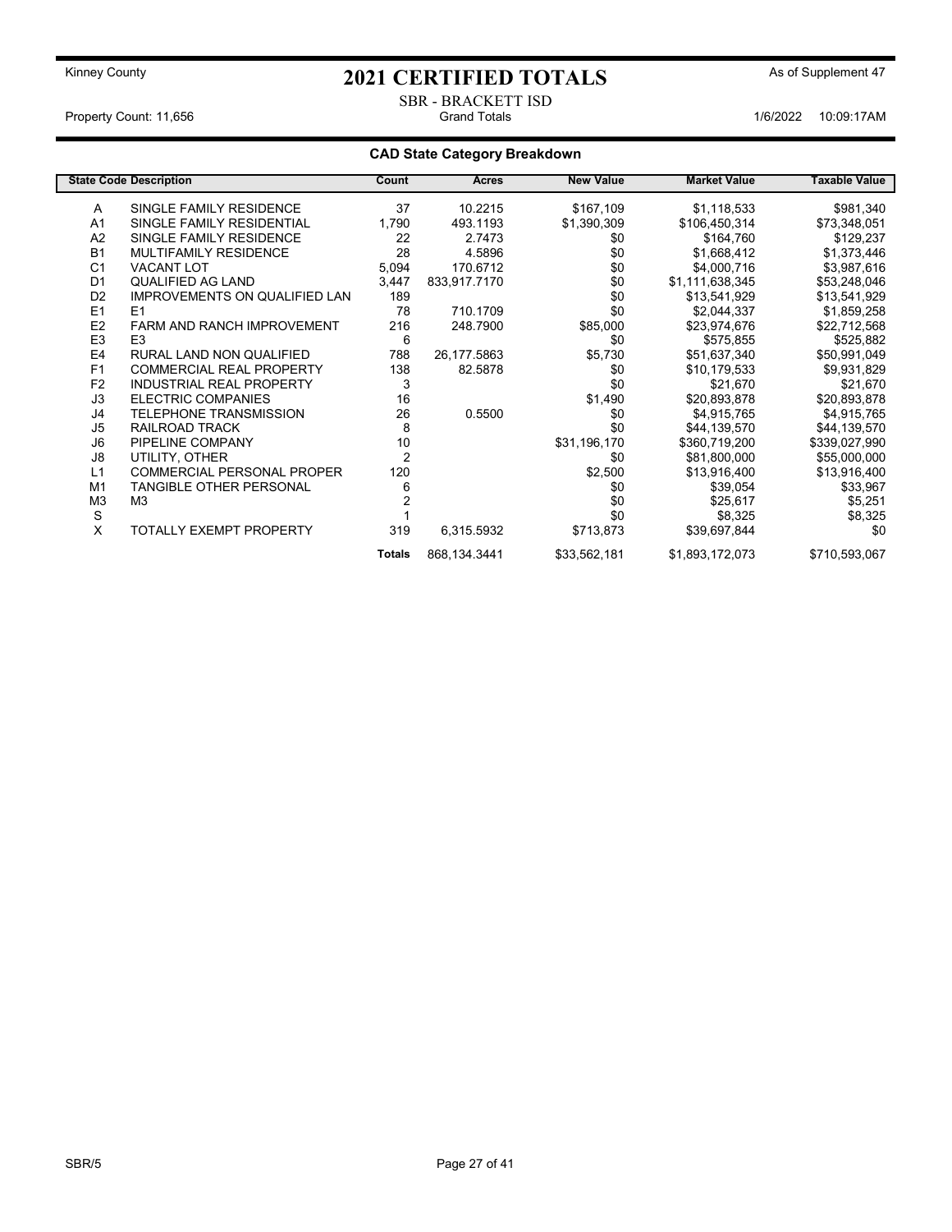Kinney County

# 2021 CERTIFIED TOTALS

As of Supplement 47

SBR - BRACKETT ISD

Property Count: 11,656 — Grand Totals — 1/6/2022 10:09:17AM

## CAD State Category Breakdown

| State Code | Description | Count | Acres | New Value | Market Value | Taxable Value |
|---|---|---|---|---|---|---|
| A | SINGLE FAMILY RESIDENCE | 37 | 10.2215 | $167,109 | $1,118,533 | $981,340 |
| A1 | SINGLE FAMILY RESIDENTIAL | 1,790 | 493.1193 | $1,390,309 | $106,450,314 | $73,348,051 |
| A2 | SINGLE FAMILY RESIDENCE | 22 | 2.7473 | $0 | $164,760 | $129,237 |
| B1 | MULTIFAMILY RESIDENCE | 28 | 4.5896 | $0 | $1,668,412 | $1,373,446 |
| C1 | VACANT LOT | 5,094 | 170.6712 | $0 | $4,000,716 | $3,987,616 |
| D1 | QUALIFIED AG LAND | 3,447 | 833,917.7170 | $0 | $1,111,638,345 | $53,248,046 |
| D2 | IMPROVEMENTS ON QUALIFIED LAN | 189 | | $0 | $13,541,929 | $13,541,929 |
| E1 | E1 | 78 | 710.1709 | $0 | $2,044,337 | $1,859,258 |
| E2 | FARM AND RANCH IMPROVEMENT | 216 | 248.7900 | $85,000 | $23,974,676 | $22,712,568 |
| E3 | E3 | 6 | | $0 | $575,855 | $525,882 |
| E4 | RURAL LAND NON QUALIFIED | 788 | 26,177.5863 | $5,730 | $51,637,340 | $50,991,049 |
| F1 | COMMERCIAL REAL PROPERTY | 138 | 82.5878 | $0 | $10,179,533 | $9,931,829 |
| F2 | INDUSTRIAL REAL PROPERTY | 3 | | $0 | $21,670 | $21,670 |
| J3 | ELECTRIC COMPANIES | 16 | | $1,490 | $20,893,878 | $20,893,878 |
| J4 | TELEPHONE TRANSMISSION | 26 | 0.5500 | $0 | $4,915,765 | $4,915,765 |
| J5 | RAILROAD TRACK | 8 | | $0 | $44,139,570 | $44,139,570 |
| J6 | PIPELINE COMPANY | 10 | | $31,196,170 | $360,719,200 | $339,027,990 |
| J8 | UTILITY, OTHER | 2 | | $0 | $81,800,000 | $55,000,000 |
| L1 | COMMERCIAL PERSONAL PROPER | 120 | | $2,500 | $13,916,400 | $13,916,400 |
| M1 | TANGIBLE OTHER PERSONAL | 6 | | $0 | $39,054 | $33,967 |
| M3 | M3 | 2 | | $0 | $25,617 | $5,251 |
| S | | 1 | | $0 | $8,325 | $8,325 |
| X | TOTALLY EXEMPT PROPERTY | 319 | 6,315.5932 | $713,873 | $39,697,844 | $0 |
| | **Totals** | | 868,134.3441 | $33,562,181 | $1,893,172,073 | $710,593,067 |

SBR/5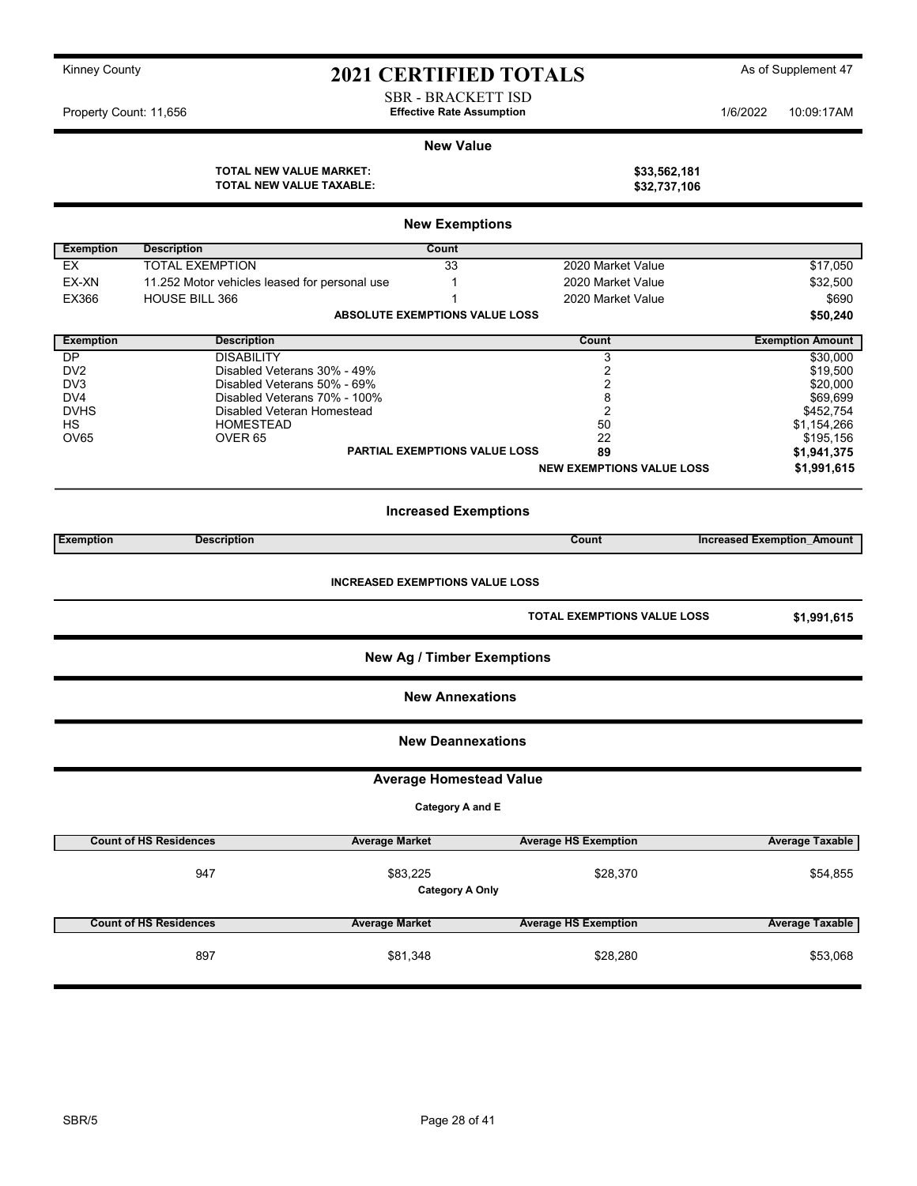Kinney County

# 2021 CERTIFIED TOTALS

As of Supplement 47

SBR - BRACKETT ISD

Property Count: 11,656 — **Effective Rate Assumption** — 1/6/2022 10:09:17AM

## New Value

| | |
|---|---|
| **TOTAL NEW VALUE MARKET:** | **$33,562,181** |
| **TOTAL NEW VALUE TAXABLE:** | **$32,737,106** |

## New Exemptions

| Exemption | Description | Count | | |
|---|---|---|---|---|
| EX | TOTAL EXEMPTION | 33 | 2020 Market Value | $17,050 |
| EX-XN | 11.252 Motor vehicles leased for personal use | 1 | 2020 Market Value | $32,500 |
| EX366 | HOUSE BILL 366 | 1 | 2020 Market Value | $690 |
| | | **ABSOLUTE EXEMPTIONS VALUE LOSS** | | **$50,240** |

| Exemption | Description | Count | Exemption Amount |
|---|---|---|---|
| DP | DISABILITY | 3 | $30,000 |
| DV2 | Disabled Veterans 30% - 49% | 2 | $19,500 |
| DV3 | Disabled Veterans 50% - 69% | 2 | $20,000 |
| DV4 | Disabled Veterans 70% - 100% | 8 | $69,699 |
| DVHS | Disabled Veteran Homestead | 2 | $452,754 |
| HS | HOMESTEAD | 50 | $1,154,266 |
| OV65 | OVER 65 | 22 | $195,156 |
| | **PARTIAL EXEMPTIONS VALUE LOSS** | **89** | **$1,941,375** |
| | | **NEW EXEMPTIONS VALUE LOSS** | **$1,991,615** |

## Increased Exemptions

| Exemption | Description | Count | Increased Exemption_Amount |
|---|---|---|---|

**INCREASED EXEMPTIONS VALUE LOSS**

**TOTAL EXEMPTIONS VALUE LOSS** **$1,991,615**

## New Ag / Timber Exemptions

## New Annexations

## New Deannexations

## Average Homestead Value

**Category A and E**

| Count of HS Residences | Average Market | Average HS Exemption | Average Taxable |
|---|---|---|---|
| 947 | $83,225 | $28,370 | $54,855 |

**Category A Only**

| Count of HS Residences | Average Market | Average HS Exemption | Average Taxable |
|---|---|---|---|
| 897 | $81,348 | $28,280 | $53,068 |

SBR/5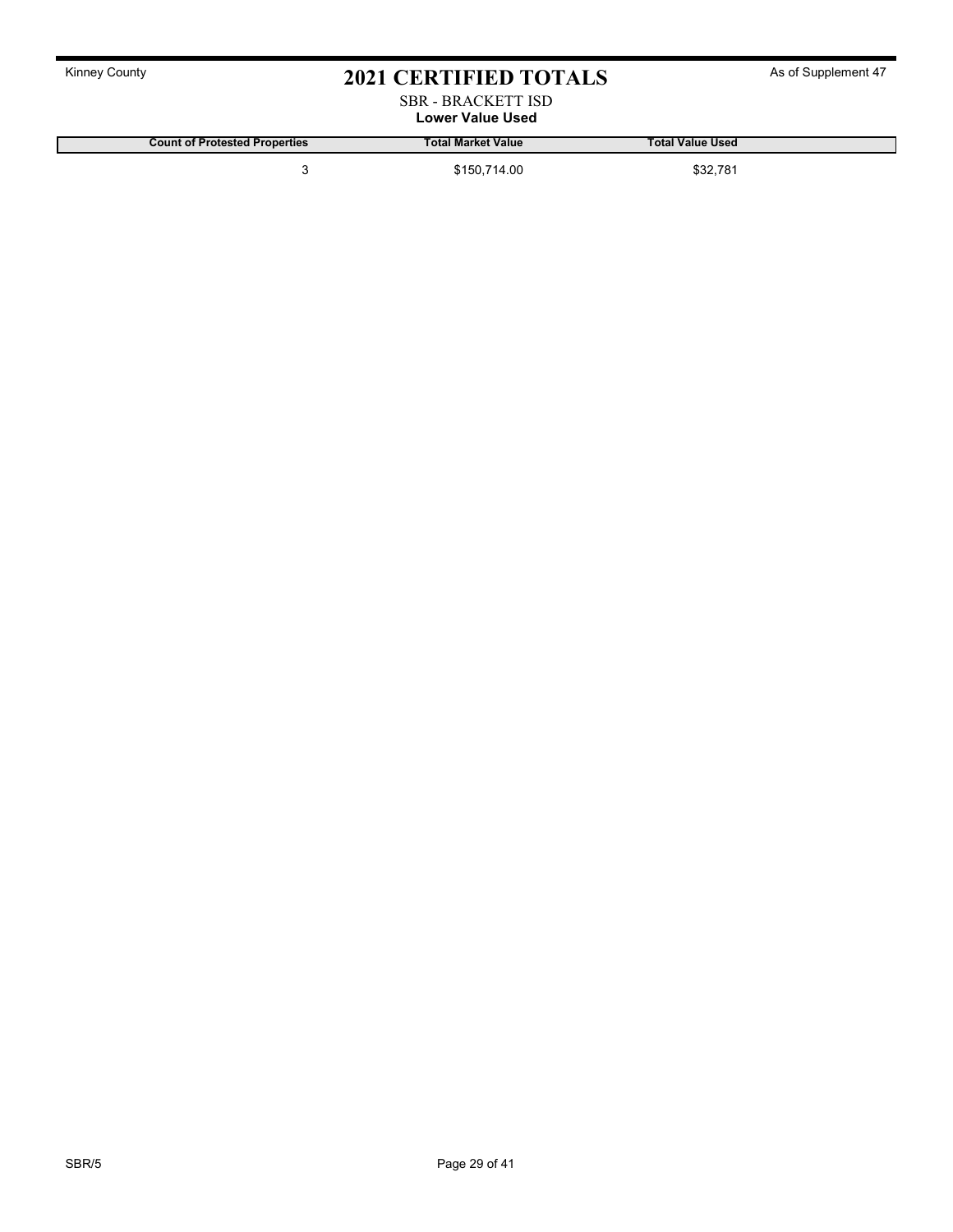# 2021 CERTIFIED TOTALS

Kinney County

As of Supplement 47

SBR - BRACKETT ISD

**Lower Value Used**

| Count of Protested Properties | Total Market Value | Total Value Used |
|---|---|---|
| 3 | $150,714.00 | $32,781 |

SBR/5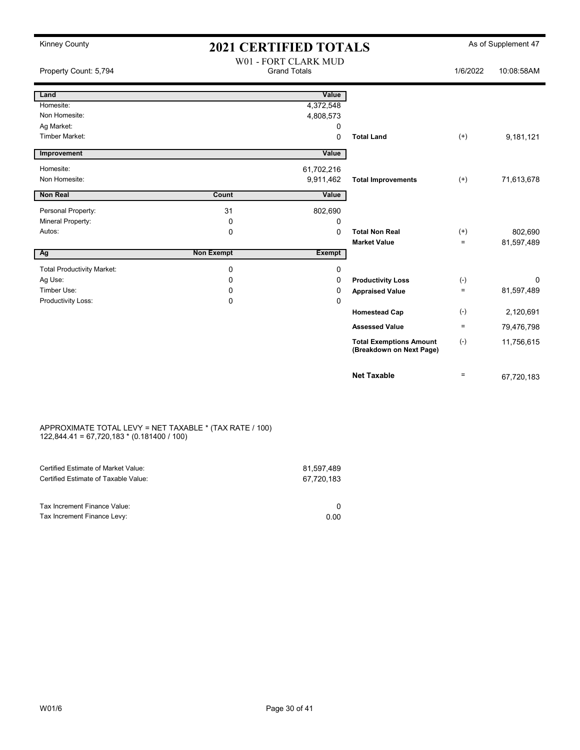Kinney County

# 2021 CERTIFIED TOTALS

As of Supplement 47

Property Count: 5,794

W01 - FORT CLARK MUD
Grand Totals

1/6/2022 10:08:58AM

| Land | | Value | | | |
|---|---|---|---|---|---|
| Homesite: | | 4,372,548 | | | |
| Non Homesite: | | 4,808,573 | | | |
| Ag Market: | | 0 | | | |
| Timber Market: | | 0 | **Total Land** | (+) | 9,181,121 |

| Improvement | | Value | | | |
|---|---|---|---|---|---|
| Homesite: | | 61,702,216 | | | |
| Non Homesite: | | 9,911,462 | **Total Improvements** | (+) | 71,613,678 |

| Non Real | Count | Value | | | |
|---|---|---|---|---|---|
| Personal Property: | 31 | 802,690 | | | |
| Mineral Property: | 0 | 0 | | | |
| Autos: | 0 | 0 | **Total Non Real** | (+) | 802,690 |
| | | | **Market Value** | = | 81,597,489 |

| Ag | Non Exempt | Exempt | | | |
|---|---|---|---|---|---|
| Total Productivity Market: | 0 | 0 | | | |
| Ag Use: | 0 | 0 | **Productivity Loss** | (-) | 0 |
| Timber Use: | 0 | 0 | **Appraised Value** | = | 81,597,489 |
| Productivity Loss: | 0 | 0 | | | |
| | | | **Homestead Cap** | (-) | 2,120,691 |
| | | | **Assessed Value** | = | 79,476,798 |
| | | | **Total Exemptions Amount (Breakdown on Next Page)** | (-) | 11,756,615 |
| | | | **Net Taxable** | = | 67,720,183 |

APPROXIMATE TOTAL LEVY = NET TAXABLE * (TAX RATE / 100)
122,844.41 = 67,720,183 * (0.181400 / 100)

| | |
|---|---|
| Certified Estimate of Market Value: | 81,597,489 |
| Certified Estimate of Taxable Value: | 67,720,183 |

| | |
|---|---|
| Tax Increment Finance Value: | 0 |
| Tax Increment Finance Levy: | 0.00 |

W01/6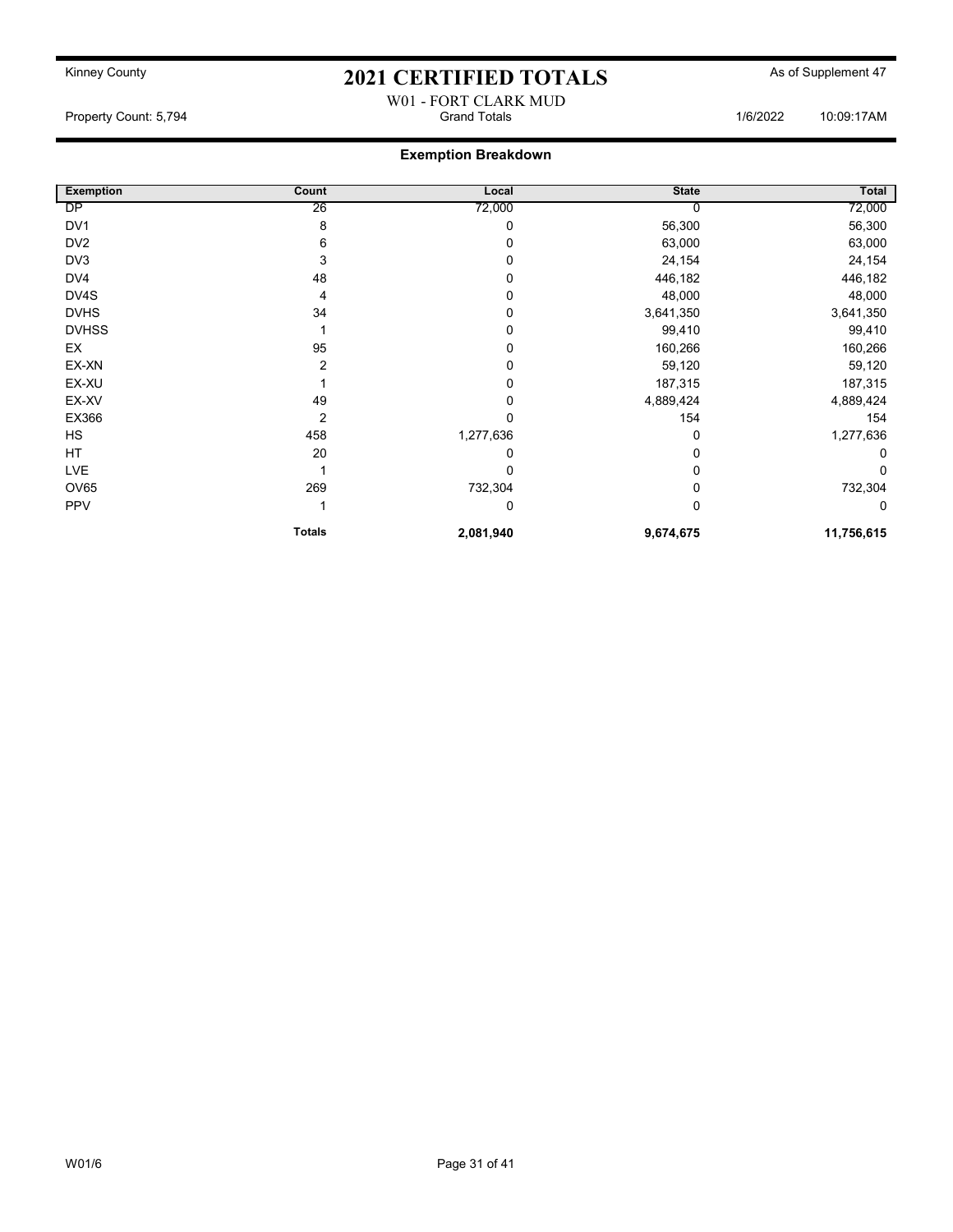# 2021 CERTIFIED TOTALS

Kinney County — As of Supplement 47

W01 - FORT CLARK MUD

Property Count: 5,794 — Grand Totals — 1/6/2022 10:09:17AM

## Exemption Breakdown

| Exemption | Count | Local | State | Total |
|---|---|---|---|---|
| DP | 26 | 72,000 | 0 | 72,000 |
| DV1 | 8 | 0 | 56,300 | 56,300 |
| DV2 | 6 | 0 | 63,000 | 63,000 |
| DV3 | 3 | 0 | 24,154 | 24,154 |
| DV4 | 48 | 0 | 446,182 | 446,182 |
| DV4S | 4 | 0 | 48,000 | 48,000 |
| DVHS | 34 | 0 | 3,641,350 | 3,641,350 |
| DVHSS | 1 | 0 | 99,410 | 99,410 |
| EX | 95 | 0 | 160,266 | 160,266 |
| EX-XN | 2 | 0 | 59,120 | 59,120 |
| EX-XU | 1 | 0 | 187,315 | 187,315 |
| EX-XV | 49 | 0 | 4,889,424 | 4,889,424 |
| EX366 | 2 | 0 | 154 | 154 |
| HS | 458 | 1,277,636 | 0 | 1,277,636 |
| HT | 20 | 0 | 0 | 0 |
| LVE | 1 | 0 | 0 | 0 |
| OV65 | 269 | 732,304 | 0 | 732,304 |
| PPV | 1 | 0 | 0 | 0 |
| | **Totals** | **2,081,940** | **9,674,675** | **11,756,615** |

W01/6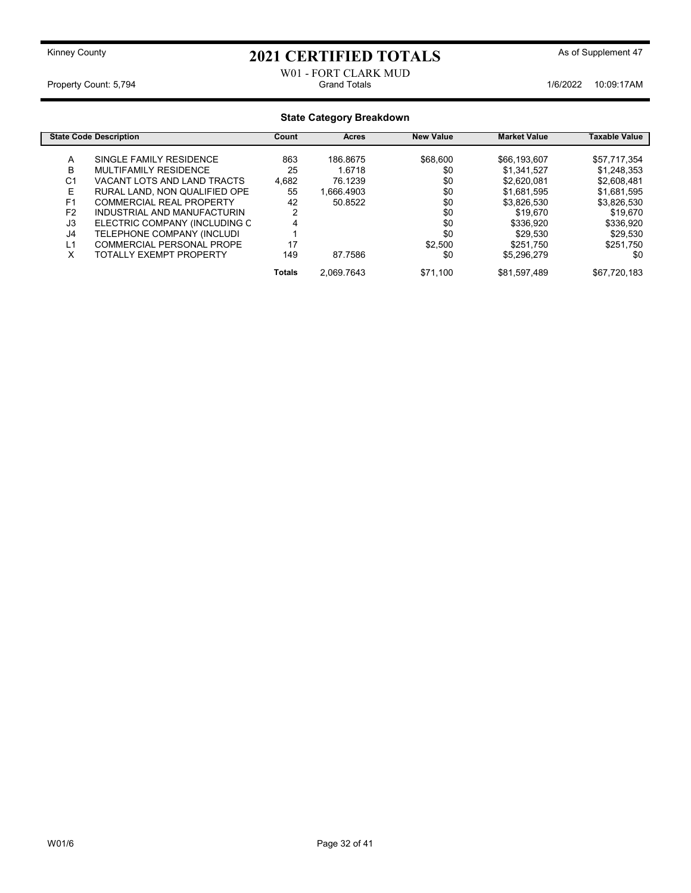Kinney County

# 2021 CERTIFIED TOTALS

As of Supplement 47

W01 - FORT CLARK MUD

Property Count: 5,794 — Grand Totals — 1/6/2022 10:09:17AM

## State Category Breakdown

| State Code | Description | Count | Acres | New Value | Market Value | Taxable Value |
|---|---|---|---|---|---|---|
| A | SINGLE FAMILY RESIDENCE | 863 | 186.8675 | $68,600 | $66,193,607 | $57,717,354 |
| B | MULTIFAMILY RESIDENCE | 25 | 1.6718 | $0 | $1,341,527 | $1,248,353 |
| C1 | VACANT LOTS AND LAND TRACTS | 4,682 | 76.1239 | $0 | $2,620,081 | $2,608,481 |
| E | RURAL LAND, NON QUALIFIED OPE | 55 | 1,666.4903 | $0 | $1,681,595 | $1,681,595 |
| F1 | COMMERCIAL REAL PROPERTY | 42 | 50.8522 | $0 | $3,826,530 | $3,826,530 |
| F2 | INDUSTRIAL AND MANUFACTURIN | 2 | | $0 | $19,670 | $19,670 |
| J3 | ELECTRIC COMPANY (INCLUDING C | 4 | | $0 | $336,920 | $336,920 |
| J4 | TELEPHONE COMPANY (INCLUDI | 1 | | $0 | $29,530 | $29,530 |
| L1 | COMMERCIAL PERSONAL PROPE | 17 | | $2,500 | $251,750 | $251,750 |
| X | TOTALLY EXEMPT PROPERTY | 149 | 87.7586 | $0 | $5,296,279 | $0 |
| | | **Totals** | 2,069.7643 | $71,100 | $81,597,489 | $67,720,183 |

W01/6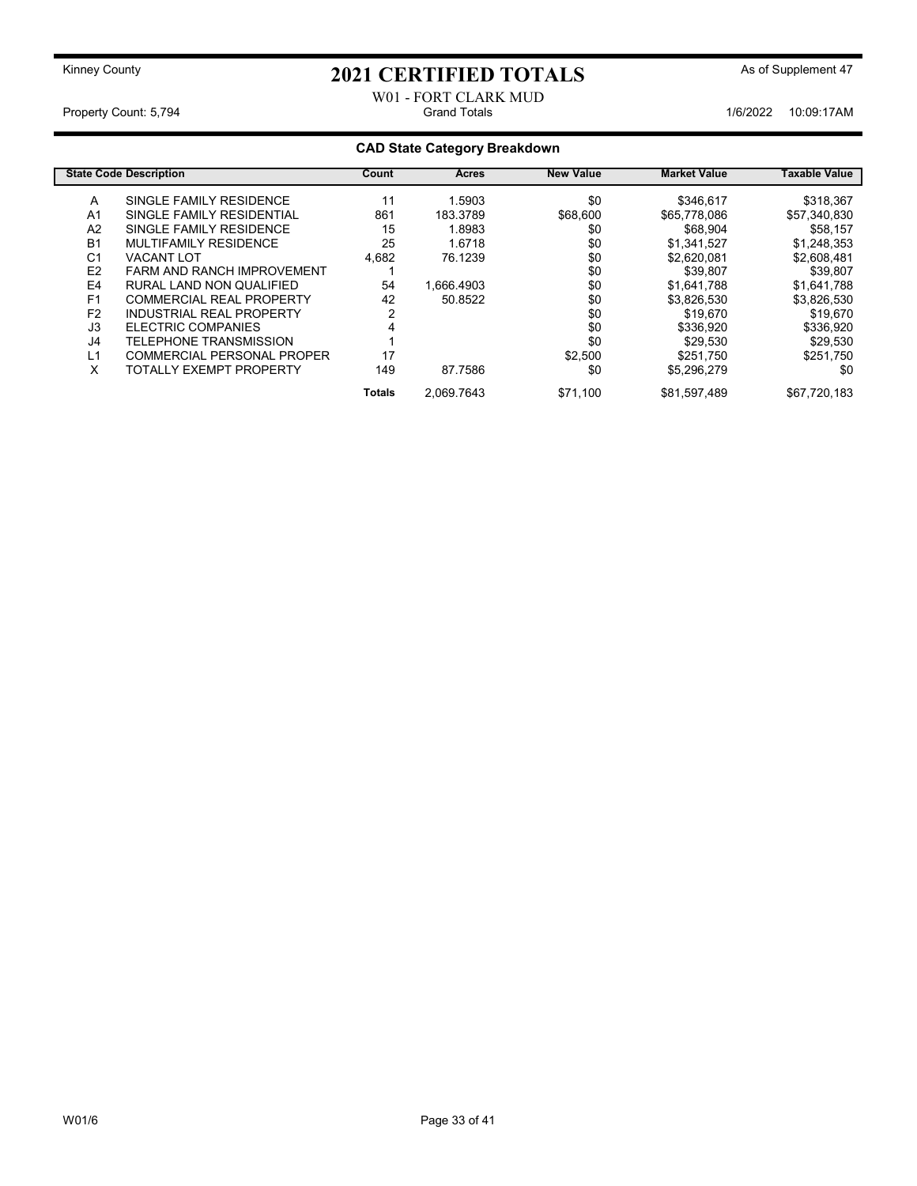Kinney County

# 2021 CERTIFIED TOTALS

As of Supplement 47

W01 - FORT CLARK MUD

Property Count: 5,794 | Grand Totals | 1/6/2022 10:09:17AM

## CAD State Category Breakdown

| State Code | Description | Count | Acres | New Value | Market Value | Taxable Value |
|---|---|---|---|---|---|---|
| A | SINGLE FAMILY RESIDENCE | 11 | 1.5903 | $0 | $346,617 | $318,367 |
| A1 | SINGLE FAMILY RESIDENTIAL | 861 | 183.3789 | $68,600 | $65,778,086 | $57,340,830 |
| A2 | SINGLE FAMILY RESIDENCE | 15 | 1.8983 | $0 | $68,904 | $58,157 |
| B1 | MULTIFAMILY RESIDENCE | 25 | 1.6718 | $0 | $1,341,527 | $1,248,353 |
| C1 | VACANT LOT | 4,682 | 76.1239 | $0 | $2,620,081 | $2,608,481 |
| E2 | FARM AND RANCH IMPROVEMENT | 1 | | $0 | $39,807 | $39,807 |
| E4 | RURAL LAND NON QUALIFIED | 54 | 1,666.4903 | $0 | $1,641,788 | $1,641,788 |
| F1 | COMMERCIAL REAL PROPERTY | 42 | 50.8522 | $0 | $3,826,530 | $3,826,530 |
| F2 | INDUSTRIAL REAL PROPERTY | 2 | | $0 | $19,670 | $19,670 |
| J3 | ELECTRIC COMPANIES | 4 | | $0 | $336,920 | $336,920 |
| J4 | TELEPHONE TRANSMISSION | 1 | | $0 | $29,530 | $29,530 |
| L1 | COMMERCIAL PERSONAL PROPER | 17 | | $2,500 | $251,750 | $251,750 |
| X | TOTALLY EXEMPT PROPERTY | 149 | 87.7586 | $0 | $5,296,279 | $0 |
| | | **Totals** | 2,069.7643 | $71,100 | $81,597,489 | $67,720,183 |

W01/6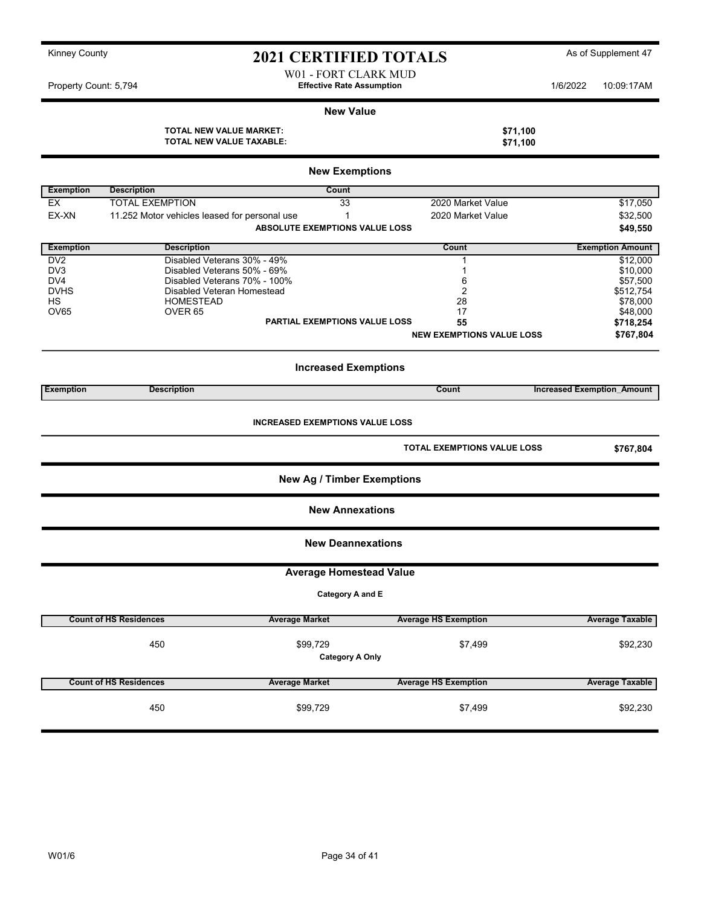Kinney County

# 2021 CERTIFIED TOTALS

As of Supplement 47

W01 - FORT CLARK MUD

Property Count: 5,794 — **Effective Rate Assumption** — 1/6/2022 10:09:17AM

## New Value

| | |
|---|---|
| **TOTAL NEW VALUE MARKET:** | **$71,100** |
| **TOTAL NEW VALUE TAXABLE:** | **$71,100** |

## New Exemptions

| Exemption | Description | Count | | |
|---|---|---|---|---|
| EX | TOTAL EXEMPTION | 33 | 2020 Market Value | $17,050 |
| EX-XN | 11.252 Motor vehicles leased for personal use | 1 | 2020 Market Value | $32,500 |
| | | **ABSOLUTE EXEMPTIONS VALUE LOSS** | | **$49,550** |

| Exemption | Description | Count | Exemption Amount |
|---|---|---|---|
| DV2 | Disabled Veterans 30% - 49% | 1 | $12,000 |
| DV3 | Disabled Veterans 50% - 69% | 1 | $10,000 |
| DV4 | Disabled Veterans 70% - 100% | 6 | $57,500 |
| DVHS | Disabled Veteran Homestead | 2 | $512,754 |
| HS | HOMESTEAD | 28 | $78,000 |
| OV65 | OVER 65 | 17 | $48,000 |
| | **PARTIAL EXEMPTIONS VALUE LOSS** | **55** | **$718,254** |
| | | **NEW EXEMPTIONS VALUE LOSS** | **$767,804** |

## Increased Exemptions

| Exemption | Description | Count | Increased Exemption_Amount |
|---|---|---|---|

**INCREASED EXEMPTIONS VALUE LOSS**

**TOTAL EXEMPTIONS VALUE LOSS** **$767,804**

## New Ag / Timber Exemptions

## New Annexations

## New Deannexations

## Average Homestead Value

**Category A and E**

| Count of HS Residences | Average Market | Average HS Exemption | Average Taxable |
|---|---|---|---|
| 450 | $99,729 | $7,499 | $92,230 |

**Category A Only**

| Count of HS Residences | Average Market | Average HS Exemption | Average Taxable |
|---|---|---|---|
| 450 | $99,729 | $7,499 | $92,230 |

W01/6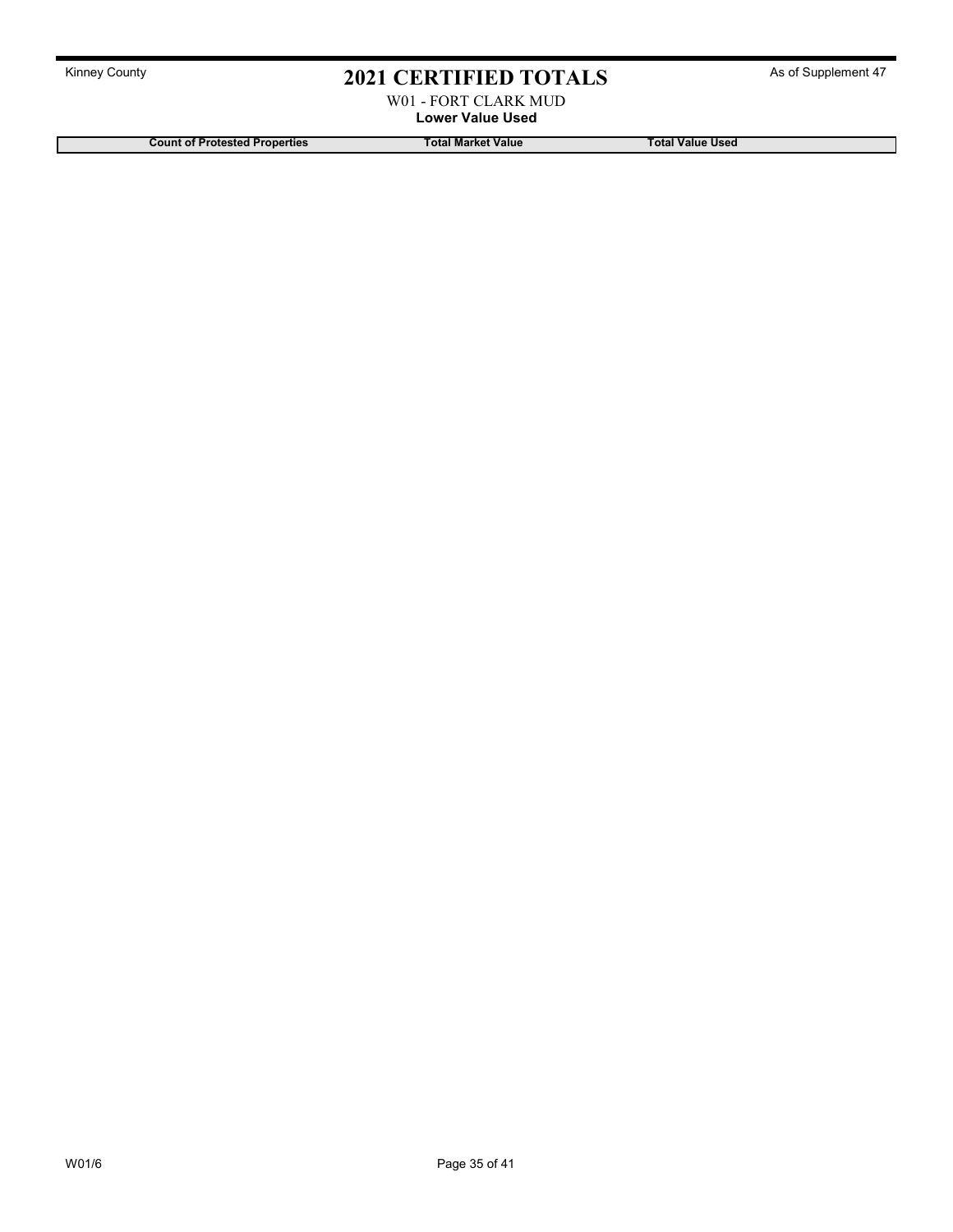# 2021 CERTIFIED TOTALS

Kinney County

As of Supplement 47

W01 - FORT CLARK MUD

**Lower Value Used**

| Count of Protested Properties | Total Market Value | Total Value Used |
| --- | --- | --- |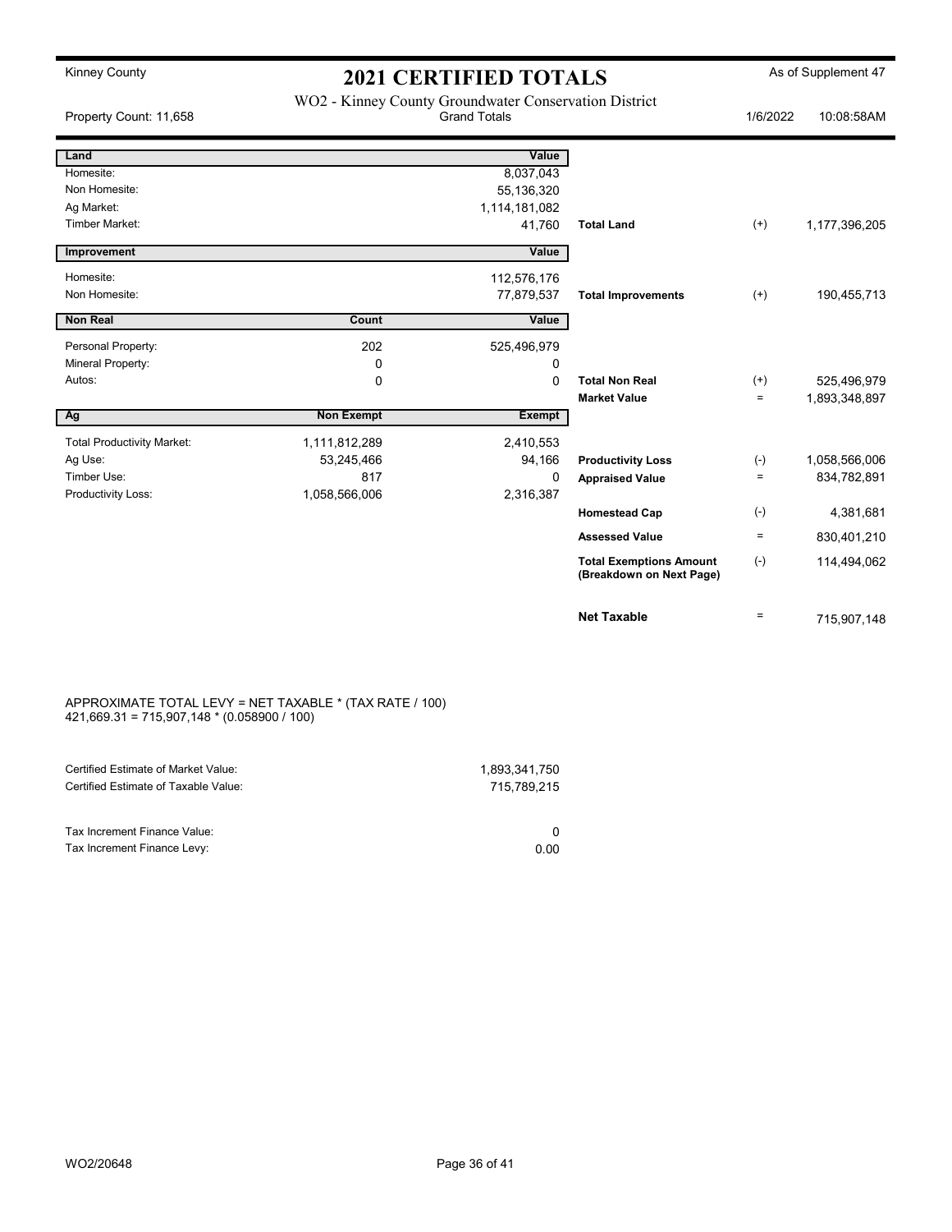Kinney County

# 2021 CERTIFIED TOTALS

As of Supplement 47

WO2 - Kinney County Groundwater Conservation District
Grand Totals

Property Count: 11,658 | 1/6/2022 10:08:58AM

| Land | | Value | | | |
|---|---|---|---|---|---|
| Homesite: | | 8,037,043 | | | |
| Non Homesite: | | 55,136,320 | | | |
| Ag Market: | | 1,114,181,082 | | | |
| Timber Market: | | 41,760 | **Total Land** | (+) | 1,177,396,205 |
| **Improvement** | | **Value** | | | |
| Homesite: | | 112,576,176 | | | |
| Non Homesite: | | 77,879,537 | **Total Improvements** | (+) | 190,455,713 |
| **Non Real** | **Count** | **Value** | | | |
| Personal Property: | 202 | 525,496,979 | | | |
| Mineral Property: | 0 | 0 | | | |
| Autos: | 0 | 0 | **Total Non Real** | (+) | 525,496,979 |
| | | | **Market Value** | = | 1,893,348,897 |
| **Ag** | **Non Exempt** | **Exempt** | | | |
| Total Productivity Market: | 1,111,812,289 | 2,410,553 | | | |
| Ag Use: | 53,245,466 | 94,166 | **Productivity Loss** | (-) | 1,058,566,006 |
| Timber Use: | 817 | 0 | **Appraised Value** | = | 834,782,891 |
| Productivity Loss: | 1,058,566,006 | 2,316,387 | | | |
| | | | **Homestead Cap** | (-) | 4,381,681 |
| | | | **Assessed Value** | = | 830,401,210 |
| | | | **Total Exemptions Amount (Breakdown on Next Page)** | (-) | 114,494,062 |
| | | | **Net Taxable** | = | 715,907,148 |

APPROXIMATE TOTAL LEVY = NET TAXABLE * (TAX RATE / 100)
421,669.31 = 715,907,148 * (0.058900 / 100)

| | |
|---|---|
| Certified Estimate of Market Value: | 1,893,341,750 |
| Certified Estimate of Taxable Value: | 715,789,215 |
| Tax Increment Finance Value: | 0 |
| Tax Increment Finance Levy: | 0.00 |

WO2/20648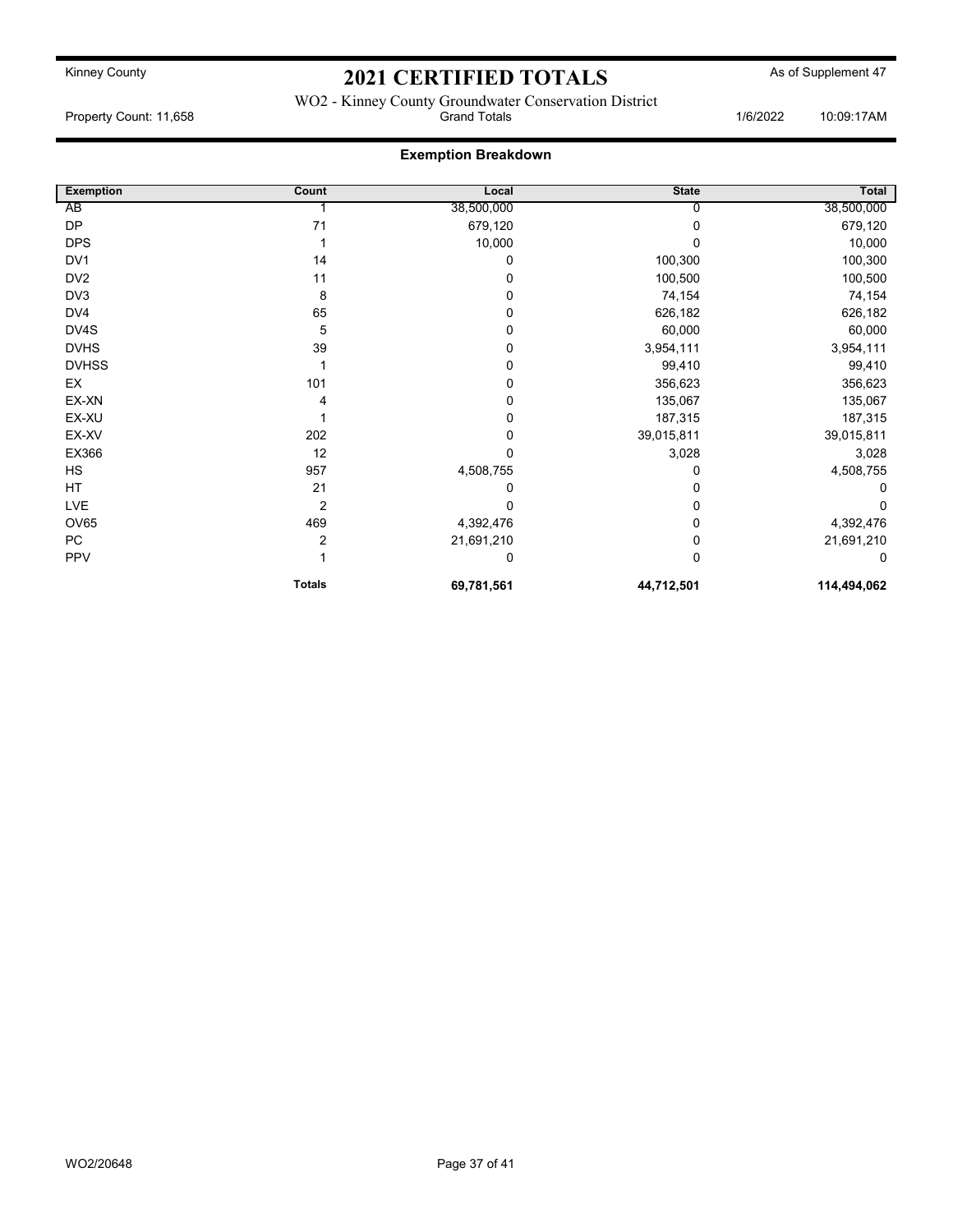Kinney County

# 2021 CERTIFIED TOTALS

As of Supplement 47

WO2 - Kinney County Groundwater Conservation District

Property Count: 11,658 | Grand Totals | 1/6/2022 10:09:17AM

## Exemption Breakdown

| Exemption | Count | Local | State | Total |
|---|---|---|---|---|
| AB | 1 | 38,500,000 | 0 | 38,500,000 |
| DP | 71 | 679,120 | 0 | 679,120 |
| DPS | 1 | 10,000 | 0 | 10,000 |
| DV1 | 14 | 0 | 100,300 | 100,300 |
| DV2 | 11 | 0 | 100,500 | 100,500 |
| DV3 | 8 | 0 | 74,154 | 74,154 |
| DV4 | 65 | 0 | 626,182 | 626,182 |
| DV4S | 5 | 0 | 60,000 | 60,000 |
| DVHS | 39 | 0 | 3,954,111 | 3,954,111 |
| DVHSS | 1 | 0 | 99,410 | 99,410 |
| EX | 101 | 0 | 356,623 | 356,623 |
| EX-XN | 4 | 0 | 135,067 | 135,067 |
| EX-XU | 1 | 0 | 187,315 | 187,315 |
| EX-XV | 202 | 0 | 39,015,811 | 39,015,811 |
| EX366 | 12 | 0 | 3,028 | 3,028 |
| HS | 957 | 4,508,755 | 0 | 4,508,755 |
| HT | 21 | 0 | 0 | 0 |
| LVE | 2 | 0 | 0 | 0 |
| OV65 | 469 | 4,392,476 | 0 | 4,392,476 |
| PC | 2 | 21,691,210 | 0 | 21,691,210 |
| PPV | 1 | 0 | 0 | 0 |
| | **Totals** | **69,781,561** | **44,712,501** | **114,494,062** |

WO2/20648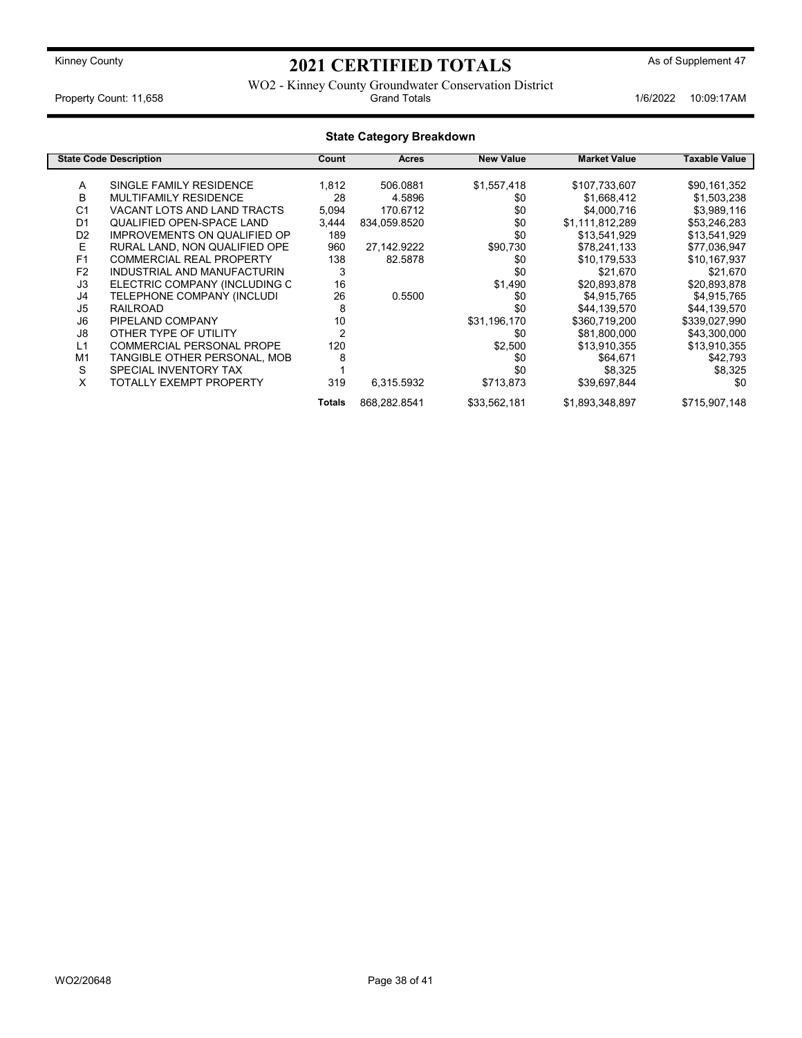Kinney County

# 2021 CERTIFIED TOTALS

As of Supplement 47

WO2 - Kinney County Groundwater Conservation District

Property Count: 11,658 | Grand Totals | 1/6/2022 10:09:17AM

## State Category Breakdown

| State Code | Description | Count | Acres | New Value | Market Value | Taxable Value |
|---|---|---|---|---|---|---|
| A | SINGLE FAMILY RESIDENCE | 1,812 | 506.0881 | $1,557,418 | $107,733,607 | $90,161,352 |
| B | MULTIFAMILY RESIDENCE | 28 | 4.5896 | $0 | $1,668,412 | $1,503,238 |
| C1 | VACANT LOTS AND LAND TRACTS | 5,094 | 170.6712 | $0 | $4,000,716 | $3,989,116 |
| D1 | QUALIFIED OPEN-SPACE LAND | 3,444 | 834,059.8520 | $0 | $1,111,812,289 | $53,246,283 |
| D2 | IMPROVEMENTS ON QUALIFIED OP | 189 | | $0 | $13,541,929 | $13,541,929 |
| E | RURAL LAND, NON QUALIFIED OPE | 960 | 27,142.9222 | $90,730 | $78,241,133 | $77,036,947 |
| F1 | COMMERCIAL REAL PROPERTY | 138 | 82.5878 | $0 | $10,179,533 | $10,167,937 |
| F2 | INDUSTRIAL AND MANUFACTURIN | 3 | | $0 | $21,670 | $21,670 |
| J3 | ELECTRIC COMPANY (INCLUDING C | 16 | | $1,490 | $20,893,878 | $20,893,878 |
| J4 | TELEPHONE COMPANY (INCLUDI | 26 | 0.5500 | $0 | $4,915,765 | $4,915,765 |
| J5 | RAILROAD | 8 | | $0 | $44,139,570 | $44,139,570 |
| J6 | PIPELAND COMPANY | 10 | | $31,196,170 | $360,719,200 | $339,027,990 |
| J8 | OTHER TYPE OF UTILITY | 2 | | $0 | $81,800,000 | $43,300,000 |
| L1 | COMMERCIAL PERSONAL PROPE | 120 | | $2,500 | $13,910,355 | $13,910,355 |
| M1 | TANGIBLE OTHER PERSONAL, MOB | 8 | | $0 | $64,671 | $42,793 |
| S | SPECIAL INVENTORY TAX | 1 | | $0 | $8,325 | $8,325 |
| X | TOTALLY EXEMPT PROPERTY | 319 | 6,315.5932 | $713,873 | $39,697,844 | $0 |
| | | **Totals** | 868,282.8541 | $33,562,181 | $1,893,348,897 | $715,907,148 |

WO2/20648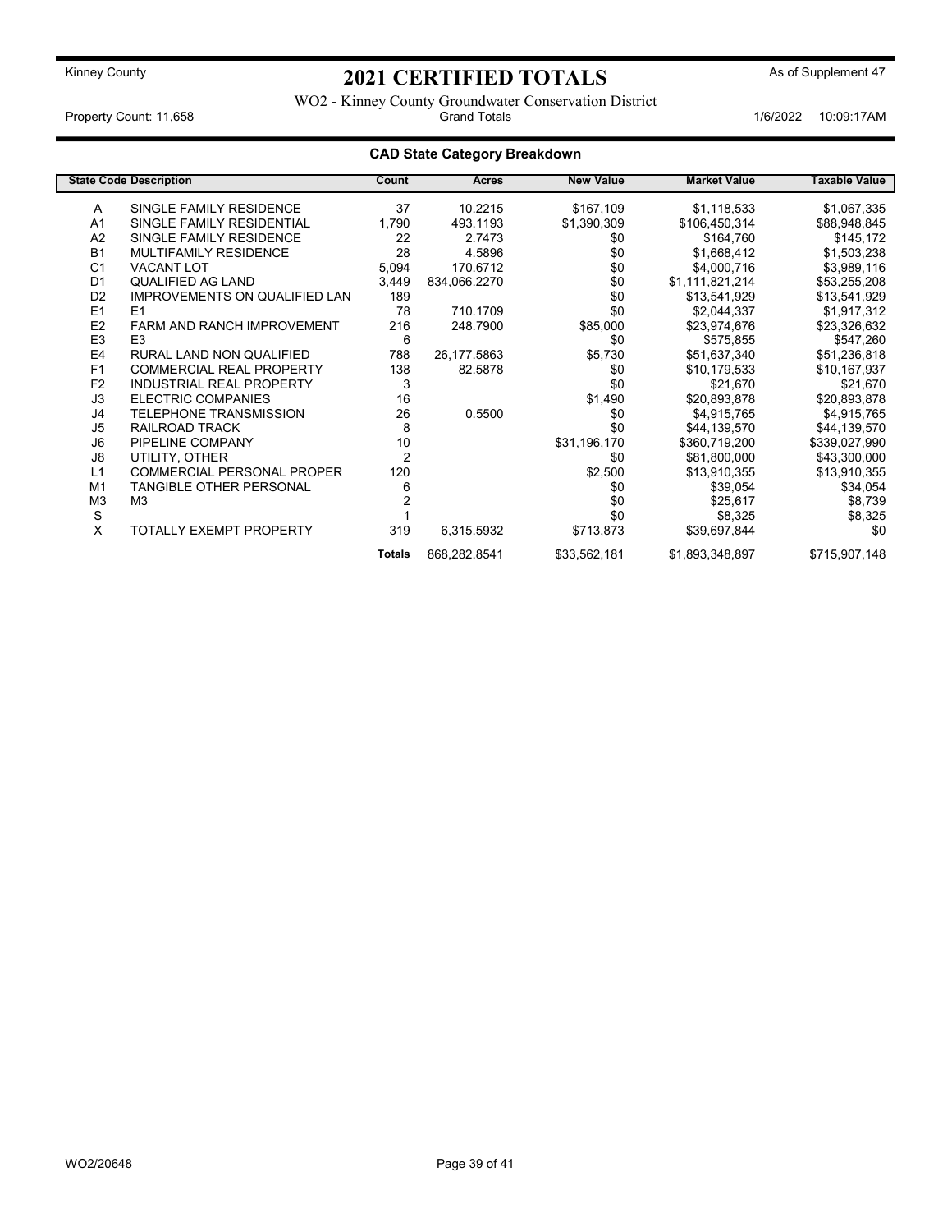Kinney County

# 2021 CERTIFIED TOTALS

As of Supplement 47

WO2 - Kinney County Groundwater Conservation District

Property Count: 11,658 | Grand Totals | 1/6/2022 10:09:17AM

## CAD State Category Breakdown

| State Code | Description | Count | Acres | New Value | Market Value | Taxable Value |
|---|---|---|---|---|---|---|
| A | SINGLE FAMILY RESIDENCE | 37 | 10.2215 | $167,109 | $1,118,533 | $1,067,335 |
| A1 | SINGLE FAMILY RESIDENTIAL | 1,790 | 493.1193 | $1,390,309 | $106,450,314 | $88,948,845 |
| A2 | SINGLE FAMILY RESIDENCE | 22 | 2.7473 | $0 | $164,760 | $145,172 |
| B1 | MULTIFAMILY RESIDENCE | 28 | 4.5896 | $0 | $1,668,412 | $1,503,238 |
| C1 | VACANT LOT | 5,094 | 170.6712 | $0 | $4,000,716 | $3,989,116 |
| D1 | QUALIFIED AG LAND | 3,449 | 834,066.2270 | $0 | $1,111,821,214 | $53,255,208 |
| D2 | IMPROVEMENTS ON QUALIFIED LAN | 189 | | $0 | $13,541,929 | $13,541,929 |
| E1 | E1 | 78 | 710.1709 | $0 | $2,044,337 | $1,917,312 |
| E2 | FARM AND RANCH IMPROVEMENT | 216 | 248.7900 | $85,000 | $23,974,676 | $23,326,632 |
| E3 | E3 | 6 | | $0 | $575,855 | $547,260 |
| E4 | RURAL LAND NON QUALIFIED | 788 | 26,177.5863 | $5,730 | $51,637,340 | $51,236,818 |
| F1 | COMMERCIAL REAL PROPERTY | 138 | 82.5878 | $0 | $10,179,533 | $10,167,937 |
| F2 | INDUSTRIAL REAL PROPERTY | 3 | | $0 | $21,670 | $21,670 |
| J3 | ELECTRIC COMPANIES | 16 | | $1,490 | $20,893,878 | $20,893,878 |
| J4 | TELEPHONE TRANSMISSION | 26 | 0.5500 | $0 | $4,915,765 | $4,915,765 |
| J5 | RAILROAD TRACK | 8 | | $0 | $44,139,570 | $44,139,570 |
| J6 | PIPELINE COMPANY | 10 | | $31,196,170 | $360,719,200 | $339,027,990 |
| J8 | UTILITY, OTHER | 2 | | $0 | $81,800,000 | $43,300,000 |
| L1 | COMMERCIAL PERSONAL PROPER | 120 | | $2,500 | $13,910,355 | $13,910,355 |
| M1 | TANGIBLE OTHER PERSONAL | 6 | | $0 | $39,054 | $34,054 |
| M3 | M3 | 2 | | $0 | $25,617 | $8,739 |
| S | | 1 | | $0 | $8,325 | $8,325 |
| X | TOTALLY EXEMPT PROPERTY | 319 | 6,315.5932 | $713,873 | $39,697,844 | $0 |
| | | **Totals** | 868,282.8541 | $33,562,181 | $1,893,348,897 | $715,907,148 |

WO2/20648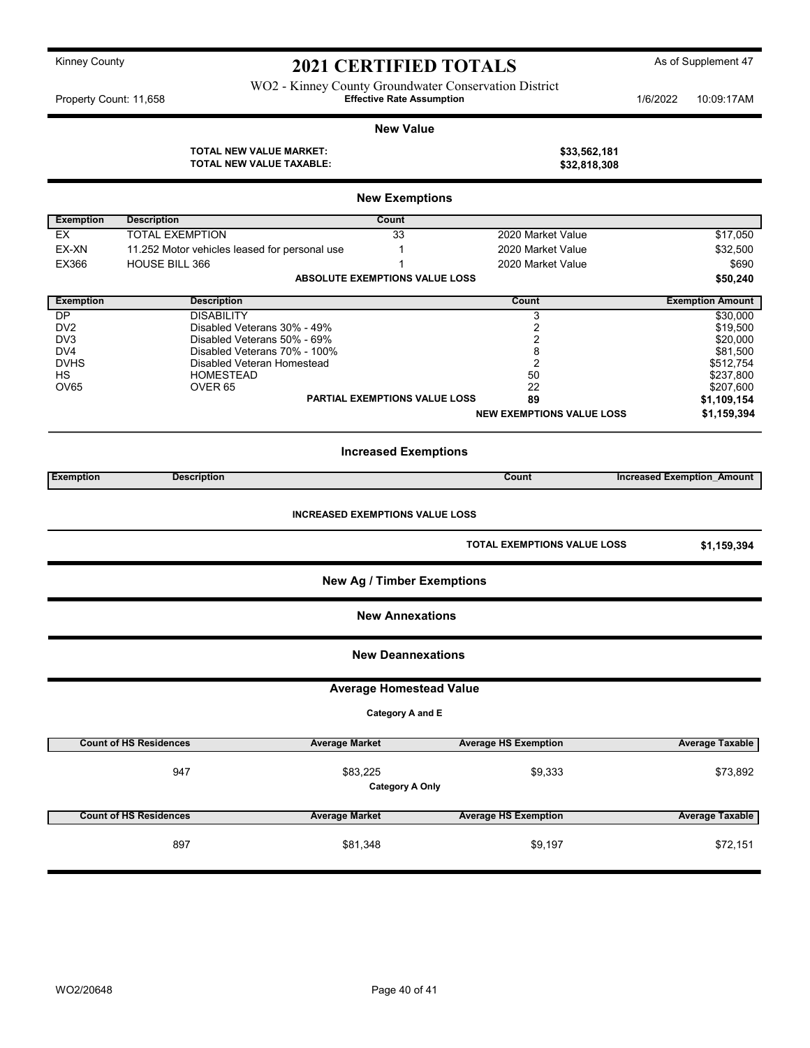Kinney County

# 2021 CERTIFIED TOTALS

As of Supplement 47

WO2 - Kinney County Groundwater Conservation District

Property Count: 11,658 — **Effective Rate Assumption** — 1/6/2022 10:09:17AM

## New Value

| | |
|---|---|
| **TOTAL NEW VALUE MARKET:** | **$33,562,181** |
| **TOTAL NEW VALUE TAXABLE:** | **$32,818,308** |

## New Exemptions

| Exemption | Description | Count | | |
|---|---|---|---|---|
| EX | TOTAL EXEMPTION | 33 | 2020 Market Value | $17,050 |
| EX-XN | 11.252 Motor vehicles leased for personal use | 1 | 2020 Market Value | $32,500 |
| EX366 | HOUSE BILL 366 | 1 | 2020 Market Value | $690 |
| | **ABSOLUTE EXEMPTIONS VALUE LOSS** | | | **$50,240** |

| Exemption | Description | Count | Exemption Amount |
|---|---|---|---|
| DP | DISABILITY | 3 | $30,000 |
| DV2 | Disabled Veterans 30% - 49% | 2 | $19,500 |
| DV3 | Disabled Veterans 50% - 69% | 2 | $20,000 |
| DV4 | Disabled Veterans 70% - 100% | 8 | $81,500 |
| DVHS | Disabled Veteran Homestead | 2 | $512,754 |
| HS | HOMESTEAD | 50 | $237,800 |
| OV65 | OVER 65 | 22 | $207,600 |
| | **PARTIAL EXEMPTIONS VALUE LOSS** | **89** | **$1,109,154** |
| | | **NEW EXEMPTIONS VALUE LOSS** | **$1,159,394** |

## Increased Exemptions

| Exemption | Description | Count | Increased Exemption_Amount |
|---|---|---|---|

**INCREASED EXEMPTIONS VALUE LOSS**

**TOTAL EXEMPTIONS VALUE LOSS** **$1,159,394**

## New Ag / Timber Exemptions

## New Annexations

## New Deannexations

## Average Homestead Value

**Category A and E**

| Count of HS Residences | Average Market | Average HS Exemption | Average Taxable |
|---|---|---|---|
| 947 | $83,225 | $9,333 | $73,892 |

**Category A Only**

| Count of HS Residences | Average Market | Average HS Exemption | Average Taxable |
|---|---|---|---|
| 897 | $81,348 | $9,197 | $72,151 |

WO2/20648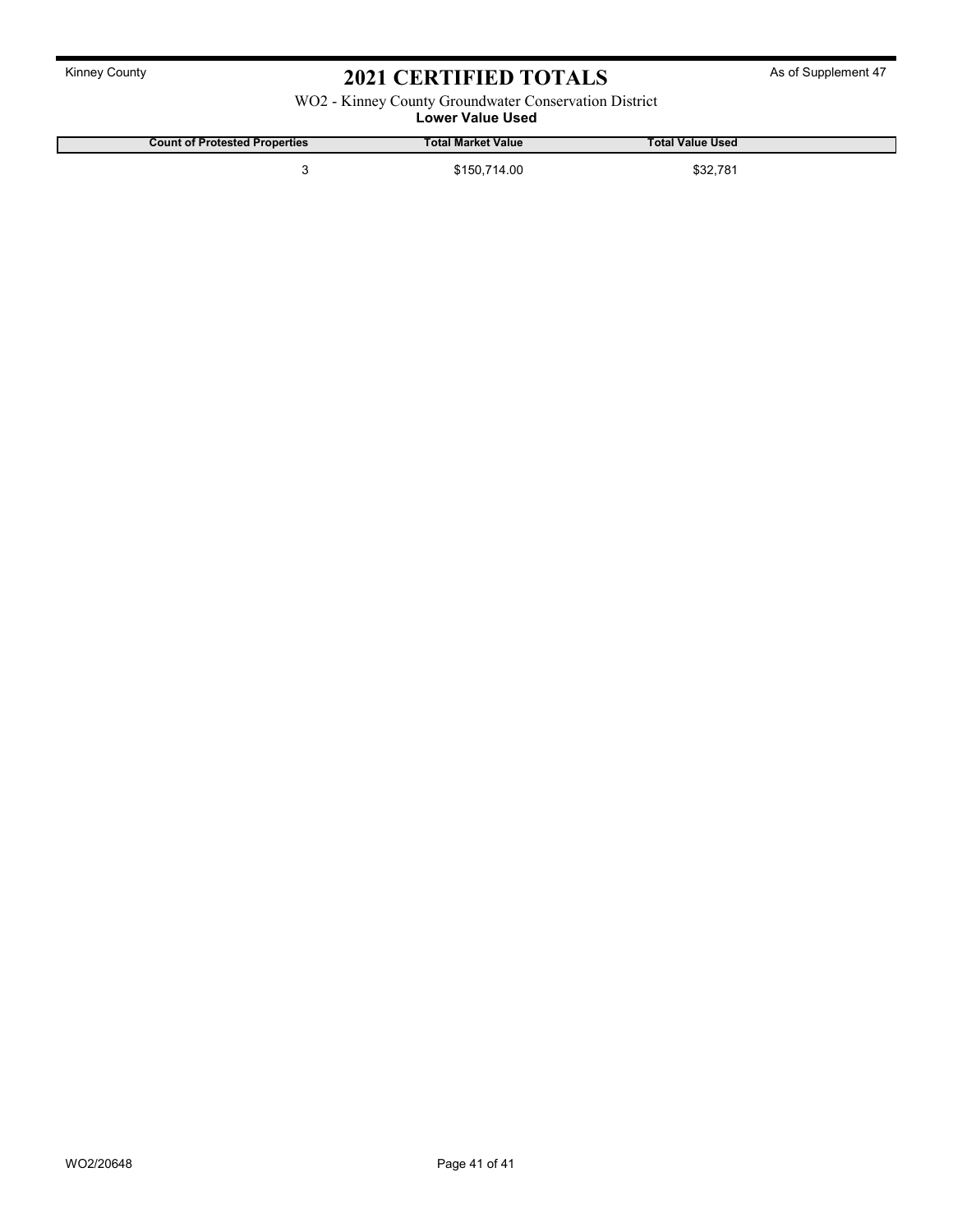# 2021 CERTIFIED TOTALS

Kinney County

As of Supplement 47

WO2 - Kinney County Groundwater Conservation District

**Lower Value Used**

| Count of Protested Properties | Total Market Value | Total Value Used |
|---|---|---|
| 3 | $150,714.00 | $32,781 |

WO2/20648